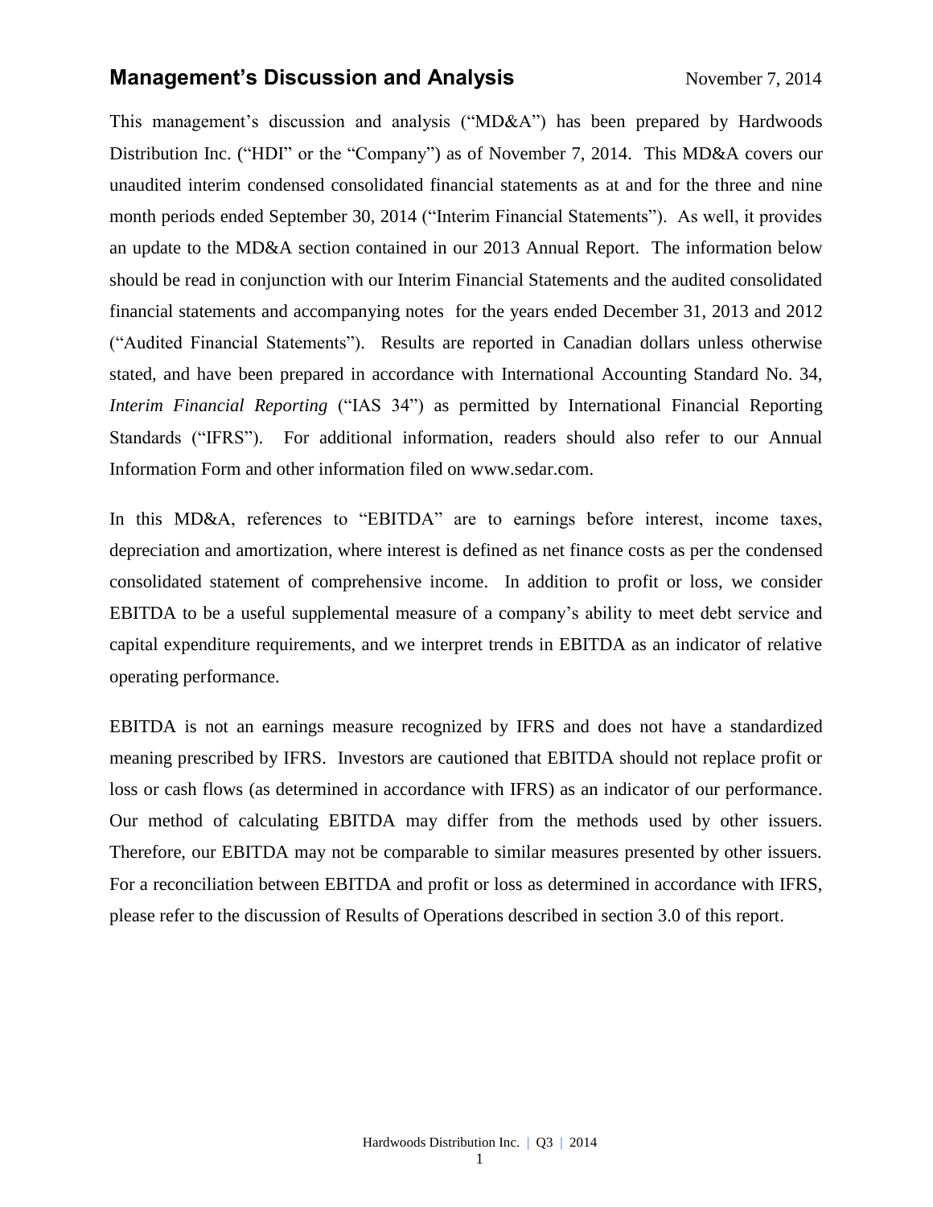# Management's Discussion and Analysis

November 7, 2014

This management's discussion and analysis ("MD&A") has been prepared by Hardwoods Distribution Inc. ("HDI" or the "Company") as of November 7, 2014. This MD&A covers our unaudited interim condensed consolidated financial statements as at and for the three and nine month periods ended September 30, 2014 ("Interim Financial Statements"). As well, it provides an update to the MD&A section contained in our 2013 Annual Report. The information below should be read in conjunction with our Interim Financial Statements and the audited consolidated financial statements and accompanying notes for the years ended December 31, 2013 and 2012 ("Audited Financial Statements"). Results are reported in Canadian dollars unless otherwise stated, and have been prepared in accordance with International Accounting Standard No. 34, *Interim Financial Reporting* ("IAS 34") as permitted by International Financial Reporting Standards ("IFRS"). For additional information, readers should also refer to our Annual Information Form and other information filed on www.sedar.com.

In this MD&A, references to "EBITDA" are to earnings before interest, income taxes, depreciation and amortization, where interest is defined as net finance costs as per the condensed consolidated statement of comprehensive income. In addition to profit or loss, we consider EBITDA to be a useful supplemental measure of a company's ability to meet debt service and capital expenditure requirements, and we interpret trends in EBITDA as an indicator of relative operating performance.

EBITDA is not an earnings measure recognized by IFRS and does not have a standardized meaning prescribed by IFRS. Investors are cautioned that EBITDA should not replace profit or loss or cash flows (as determined in accordance with IFRS) as an indicator of our performance. Our method of calculating EBITDA may differ from the methods used by other issuers. Therefore, our EBITDA may not be comparable to similar measures presented by other issuers. For a reconciliation between EBITDA and profit or loss as determined in accordance with IFRS, please refer to the discussion of Results of Operations described in section 3.0 of this report.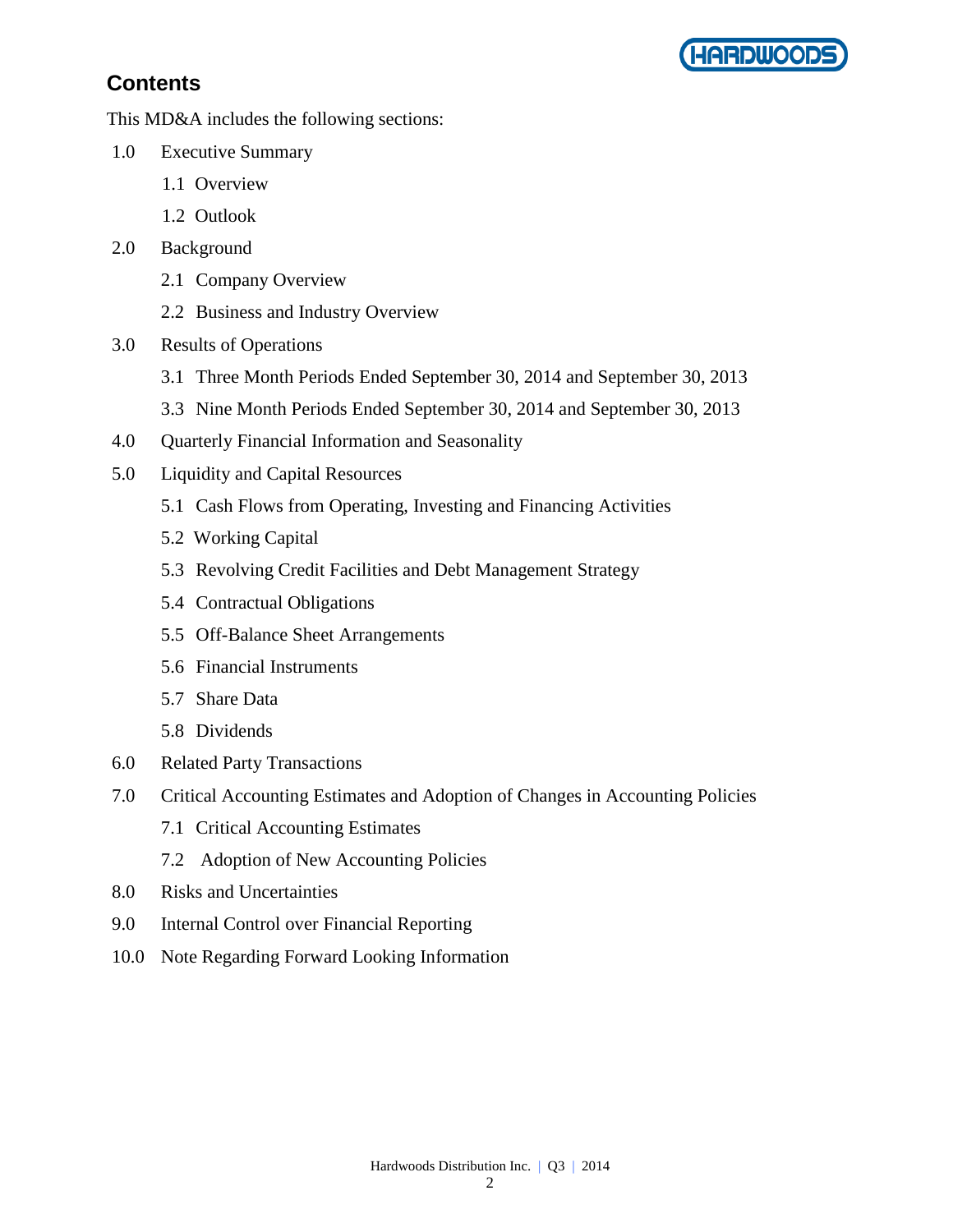## Contents

This MD&A includes the following sections:

- 1.0 Executive Summary
  - 1.1 Overview
  - 1.2 Outlook
- 2.0 Background
  - 2.1 Company Overview
  - 2.2 Business and Industry Overview
- 3.0 Results of Operations
  - 3.1 Three Month Periods Ended September 30, 2014 and September 30, 2013
  - 3.3 Nine Month Periods Ended September 30, 2014 and September 30, 2013
- 4.0 Quarterly Financial Information and Seasonality
- 5.0 Liquidity and Capital Resources
  - 5.1 Cash Flows from Operating, Investing and Financing Activities
  - 5.2 Working Capital
  - 5.3 Revolving Credit Facilities and Debt Management Strategy
  - 5.4 Contractual Obligations
  - 5.5 Off-Balance Sheet Arrangements
  - 5.6 Financial Instruments
  - 5.7 Share Data
  - 5.8 Dividends
- 6.0 Related Party Transactions
- 7.0 Critical Accounting Estimates and Adoption of Changes in Accounting Policies
  - 7.1 Critical Accounting Estimates
  - 7.2 Adoption of New Accounting Policies
- 8.0 Risks and Uncertainties
- 9.0 Internal Control over Financial Reporting
- 10.0 Note Regarding Forward Looking Information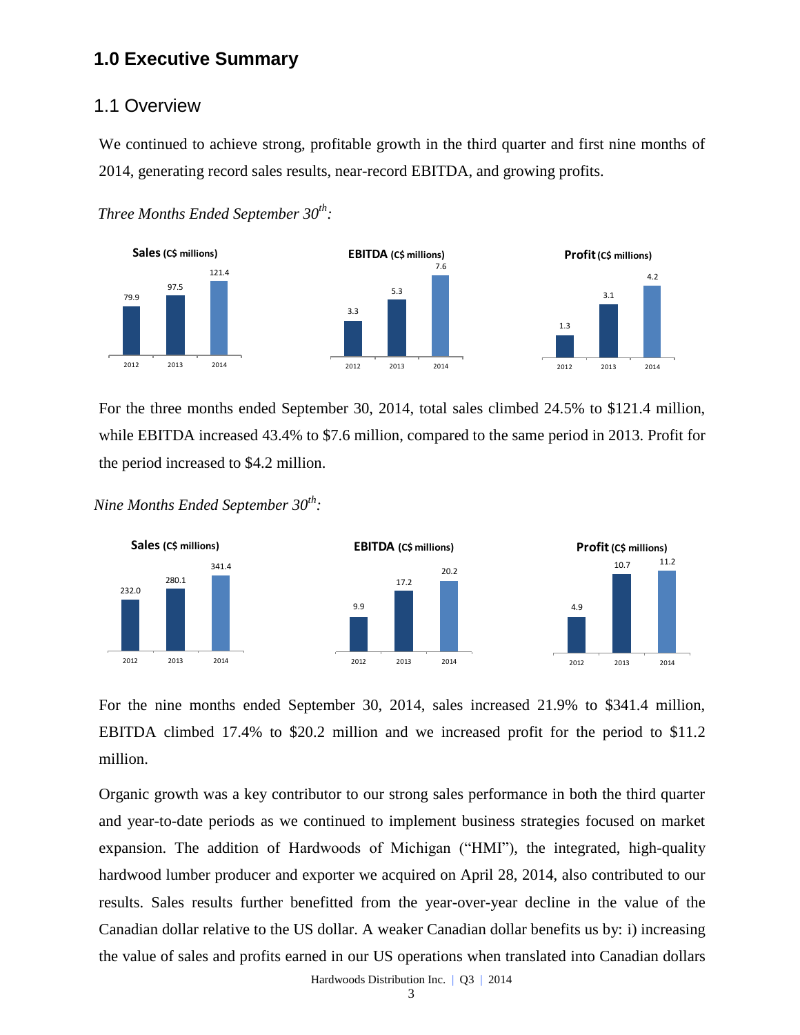# 1.0 Executive Summary

## 1.1 Overview

We continued to achieve strong, profitable growth in the third quarter and first nine months of 2014, generating record sales results, near-record EBITDA, and growing profits.

*Three Months Ended September 30th:*

| | 2012 | 2013 | 2014 |
|---|---|---|---|
| Sales (C$ millions) | 79.9 | 97.5 | 121.4 |
| EBITDA (C$ millions) | 3.3 | 5.3 | 7.6 |
| Profit (C$ millions) | 1.3 | 3.1 | 4.2 |

For the three months ended September 30, 2014, total sales climbed 24.5% to $121.4 million, while EBITDA increased 43.4% to $7.6 million, compared to the same period in 2013. Profit for the period increased to $4.2 million.

*Nine Months Ended September 30th:*

| | 2012 | 2013 | 2014 |
|---|---|---|---|
| Sales (C$ millions) | 232.0 | 280.1 | 341.4 |
| EBITDA (C$ millions) | 9.9 | 17.2 | 20.2 |
| Profit (C$ millions) | 4.9 | 10.7 | 11.2 |

For the nine months ended September 30, 2014, sales increased 21.9% to $341.4 million, EBITDA climbed 17.4% to $20.2 million and we increased profit for the period to $11.2 million.

Organic growth was a key contributor to our strong sales performance in both the third quarter and year-to-date periods as we continued to implement business strategies focused on market expansion. The addition of Hardwoods of Michigan ("HMI"), the integrated, high-quality hardwood lumber producer and exporter we acquired on April 28, 2014, also contributed to our results. Sales results further benefitted from the year-over-year decline in the value of the Canadian dollar relative to the US dollar. A weaker Canadian dollar benefits us by: i) increasing the value of sales and profits earned in our US operations when translated into Canadian dollars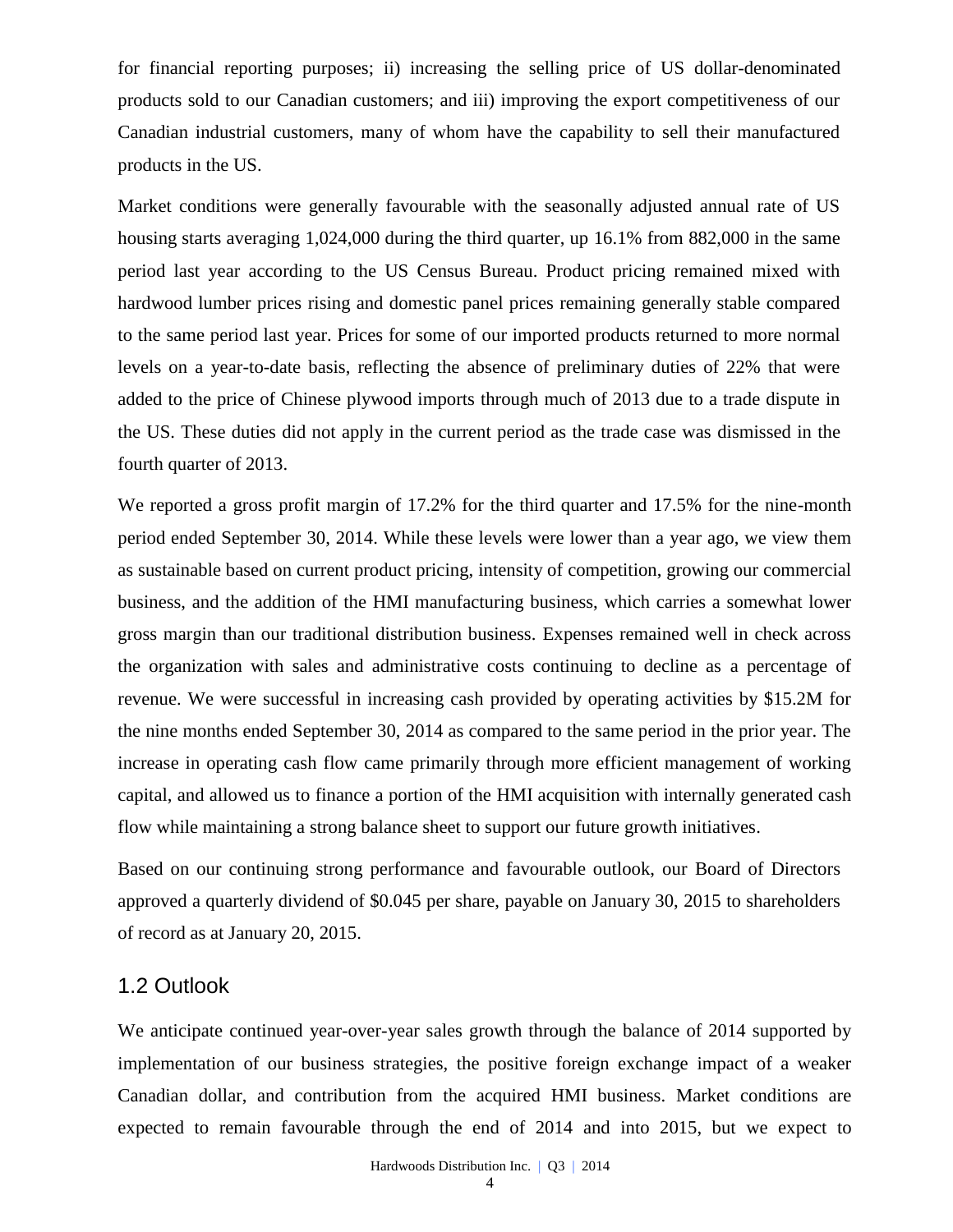for financial reporting purposes; ii) increasing the selling price of US dollar-denominated products sold to our Canadian customers; and iii) improving the export competitiveness of our Canadian industrial customers, many of whom have the capability to sell their manufactured products in the US.

Market conditions were generally favourable with the seasonally adjusted annual rate of US housing starts averaging 1,024,000 during the third quarter, up 16.1% from 882,000 in the same period last year according to the US Census Bureau. Product pricing remained mixed with hardwood lumber prices rising and domestic panel prices remaining generally stable compared to the same period last year. Prices for some of our imported products returned to more normal levels on a year-to-date basis, reflecting the absence of preliminary duties of 22% that were added to the price of Chinese plywood imports through much of 2013 due to a trade dispute in the US. These duties did not apply in the current period as the trade case was dismissed in the fourth quarter of 2013.

We reported a gross profit margin of 17.2% for the third quarter and 17.5% for the nine-month period ended September 30, 2014. While these levels were lower than a year ago, we view them as sustainable based on current product pricing, intensity of competition, growing our commercial business, and the addition of the HMI manufacturing business, which carries a somewhat lower gross margin than our traditional distribution business. Expenses remained well in check across the organization with sales and administrative costs continuing to decline as a percentage of revenue. We were successful in increasing cash provided by operating activities by $15.2M for the nine months ended September 30, 2014 as compared to the same period in the prior year. The increase in operating cash flow came primarily through more efficient management of working capital, and allowed us to finance a portion of the HMI acquisition with internally generated cash flow while maintaining a strong balance sheet to support our future growth initiatives.

Based on our continuing strong performance and favourable outlook, our Board of Directors approved a quarterly dividend of $0.045 per share, payable on January 30, 2015 to shareholders of record as at January 20, 2015.

## 1.2 Outlook

We anticipate continued year-over-year sales growth through the balance of 2014 supported by implementation of our business strategies, the positive foreign exchange impact of a weaker Canadian dollar, and contribution from the acquired HMI business. Market conditions are expected to remain favourable through the end of 2014 and into 2015, but we expect to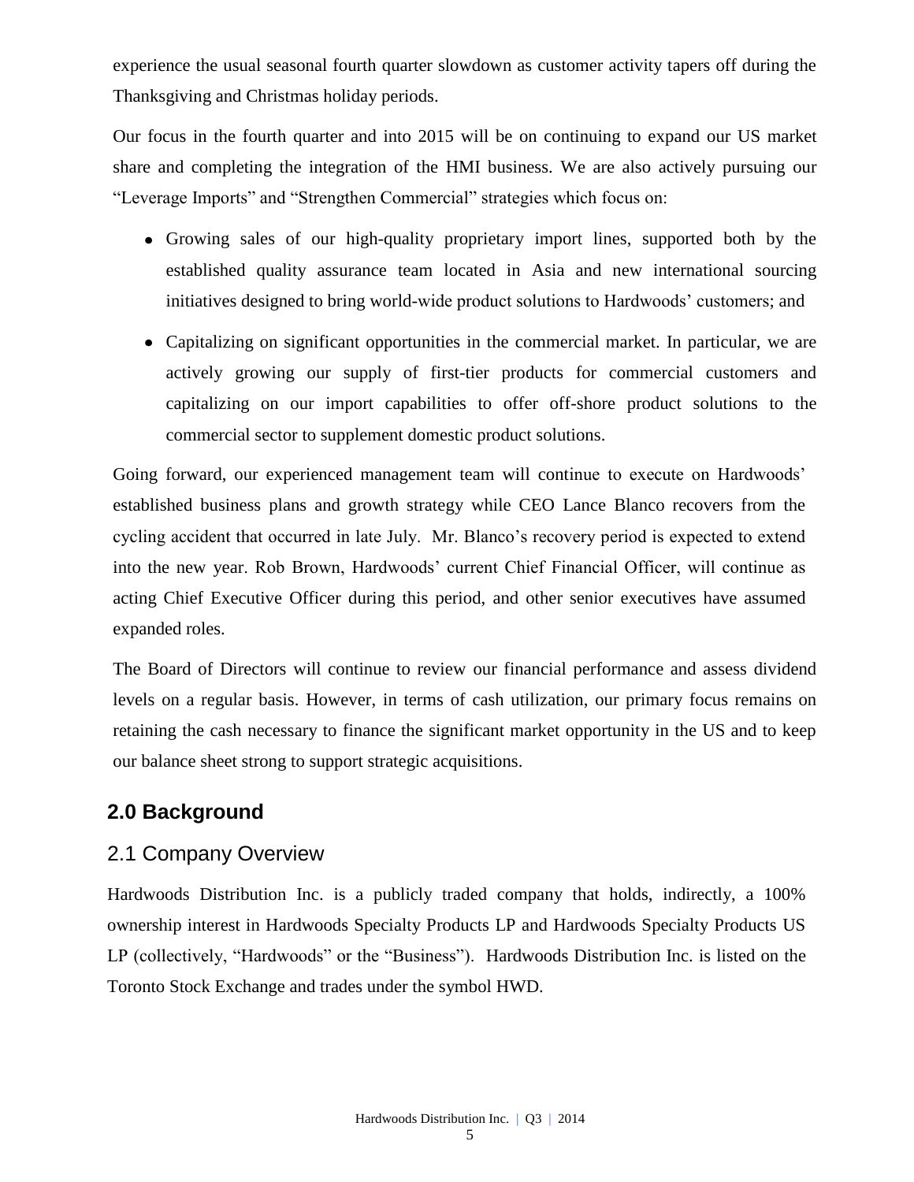experience the usual seasonal fourth quarter slowdown as customer activity tapers off during the Thanksgiving and Christmas holiday periods.

Our focus in the fourth quarter and into 2015 will be on continuing to expand our US market share and completing the integration of the HMI business. We are also actively pursuing our "Leverage Imports" and "Strengthen Commercial" strategies which focus on:

- Growing sales of our high-quality proprietary import lines, supported both by the established quality assurance team located in Asia and new international sourcing initiatives designed to bring world-wide product solutions to Hardwoods' customers; and
- Capitalizing on significant opportunities in the commercial market. In particular, we are actively growing our supply of first-tier products for commercial customers and capitalizing on our import capabilities to offer off-shore product solutions to the commercial sector to supplement domestic product solutions.

Going forward, our experienced management team will continue to execute on Hardwoods' established business plans and growth strategy while CEO Lance Blanco recovers from the cycling accident that occurred in late July. Mr. Blanco's recovery period is expected to extend into the new year. Rob Brown, Hardwoods' current Chief Financial Officer, will continue as acting Chief Executive Officer during this period, and other senior executives have assumed expanded roles.

The Board of Directors will continue to review our financial performance and assess dividend levels on a regular basis. However, in terms of cash utilization, our primary focus remains on retaining the cash necessary to finance the significant market opportunity in the US and to keep our balance sheet strong to support strategic acquisitions.

## 2.0 Background

### 2.1 Company Overview

Hardwoods Distribution Inc. is a publicly traded company that holds, indirectly, a 100% ownership interest in Hardwoods Specialty Products LP and Hardwoods Specialty Products US LP (collectively, "Hardwoods" or the "Business"). Hardwoods Distribution Inc. is listed on the Toronto Stock Exchange and trades under the symbol HWD.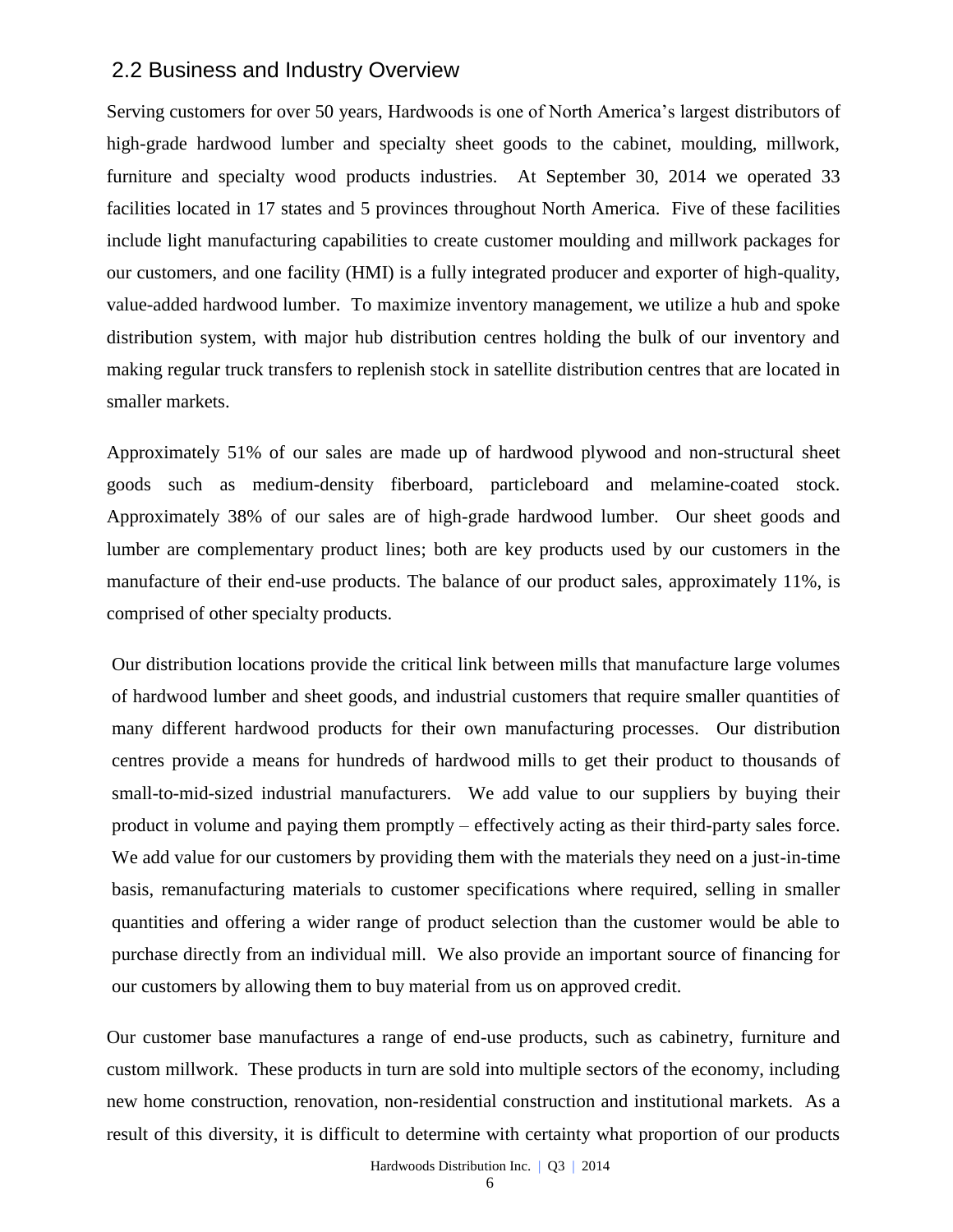## 2.2 Business and Industry Overview

Serving customers for over 50 years, Hardwoods is one of North America's largest distributors of high-grade hardwood lumber and specialty sheet goods to the cabinet, moulding, millwork, furniture and specialty wood products industries. At September 30, 2014 we operated 33 facilities located in 17 states and 5 provinces throughout North America. Five of these facilities include light manufacturing capabilities to create customer moulding and millwork packages for our customers, and one facility (HMI) is a fully integrated producer and exporter of high-quality, value-added hardwood lumber. To maximize inventory management, we utilize a hub and spoke distribution system, with major hub distribution centres holding the bulk of our inventory and making regular truck transfers to replenish stock in satellite distribution centres that are located in smaller markets.

Approximately 51% of our sales are made up of hardwood plywood and non-structural sheet goods such as medium-density fiberboard, particleboard and melamine-coated stock. Approximately 38% of our sales are of high-grade hardwood lumber. Our sheet goods and lumber are complementary product lines; both are key products used by our customers in the manufacture of their end-use products. The balance of our product sales, approximately 11%, is comprised of other specialty products.

Our distribution locations provide the critical link between mills that manufacture large volumes of hardwood lumber and sheet goods, and industrial customers that require smaller quantities of many different hardwood products for their own manufacturing processes. Our distribution centres provide a means for hundreds of hardwood mills to get their product to thousands of small-to-mid-sized industrial manufacturers. We add value to our suppliers by buying their product in volume and paying them promptly – effectively acting as their third-party sales force. We add value for our customers by providing them with the materials they need on a just-in-time basis, remanufacturing materials to customer specifications where required, selling in smaller quantities and offering a wider range of product selection than the customer would be able to purchase directly from an individual mill. We also provide an important source of financing for our customers by allowing them to buy material from us on approved credit.

Our customer base manufactures a range of end-use products, such as cabinetry, furniture and custom millwork. These products in turn are sold into multiple sectors of the economy, including new home construction, renovation, non-residential construction and institutional markets. As a result of this diversity, it is difficult to determine with certainty what proportion of our products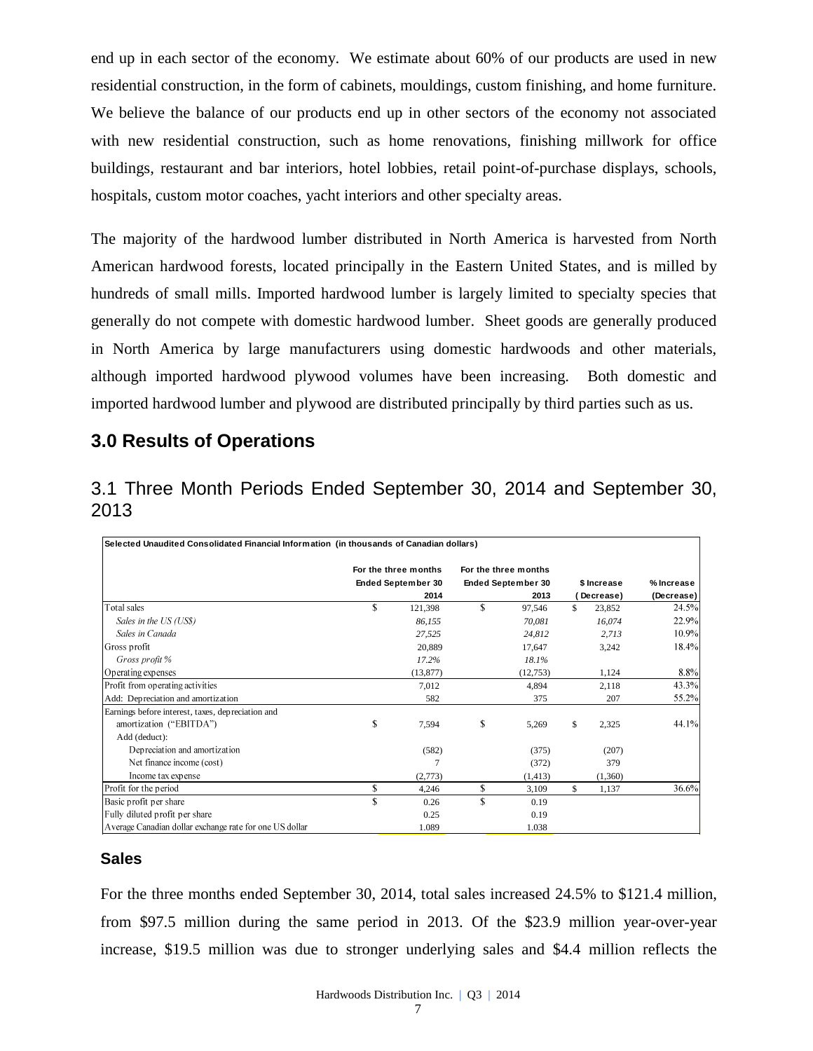end up in each sector of the economy. We estimate about 60% of our products are used in new residential construction, in the form of cabinets, mouldings, custom finishing, and home furniture. We believe the balance of our products end up in other sectors of the economy not associated with new residential construction, such as home renovations, finishing millwork for office buildings, restaurant and bar interiors, hotel lobbies, retail point-of-purchase displays, schools, hospitals, custom motor coaches, yacht interiors and other specialty areas.

The majority of the hardwood lumber distributed in North America is harvested from North American hardwood forests, located principally in the Eastern United States, and is milled by hundreds of small mills. Imported hardwood lumber is largely limited to specialty species that generally do not compete with domestic hardwood lumber. Sheet goods are generally produced in North America by large manufacturers using domestic hardwoods and other materials, although imported hardwood plywood volumes have been increasing. Both domestic and imported hardwood lumber and plywood are distributed principally by third parties such as us.

## 3.0 Results of Operations

### 3.1 Three Month Periods Ended September 30, 2014 and September 30, 2013

| Selected Unaudited Consolidated Financial Information (in thousands of Canadian dollars) | For the three months Ended September 30 2014 | For the three months Ended September 30 2013 | $ Increase (Decrease) | % Increase (Decrease) |
|---|---|---|---|---|
| Total sales | $ 121,398 | $ 97,546 | $ 23,852 | 24.5% |
| *Sales in the US (US$)* | *86,155* | *70,081* | *16,074* | 22.9% |
| *Sales in Canada* | *27,525* | *24,812* | *2,713* | 10.9% |
| Gross profit | 20,889 | 17,647 | 3,242 | 18.4% |
| *Gross profit %* | *17.2%* | *18.1%* | | |
| Operating expenses | (13,877) | (12,753) | 1,124 | 8.8% |
| Profit from operating activities | 7,012 | 4,894 | 2,118 | 43.3% |
| Add: Depreciation and amortization | 582 | 375 | 207 | 55.2% |
| Earnings before interest, taxes, depreciation and amortization ("EBITDA") | $ 7,594 | $ 5,269 | $ 2,325 | 44.1% |
| Add (deduct): | | | | |
| Depreciation and amortization | (582) | (375) | (207) | |
| Net finance income (cost) | 7 | (372) | 379 | |
| Income tax expense | (2,773) | (1,413) | (1,360) | |
| Profit for the period | $ 4,246 | $ 3,109 | $ 1,137 | 36.6% |
| Basic profit per share | $ 0.26 | $ 0.19 | | |
| Fully diluted profit per share | 0.25 | 0.19 | | |
| Average Canadian dollar exchange rate for one US dollar | 1.089 | 1.038 | | |

#### Sales

For the three months ended September 30, 2014, total sales increased 24.5% to $121.4 million, from $97.5 million during the same period in 2013. Of the $23.9 million year-over-year increase, $19.5 million was due to stronger underlying sales and $4.4 million reflects the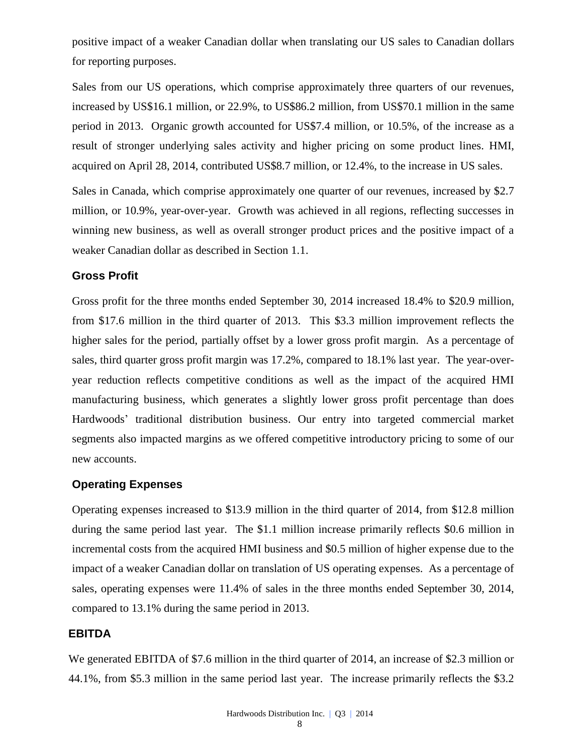positive impact of a weaker Canadian dollar when translating our US sales to Canadian dollars for reporting purposes.

Sales from our US operations, which comprise approximately three quarters of our revenues, increased by US$16.1 million, or 22.9%, to US$86.2 million, from US$70.1 million in the same period in 2013. Organic growth accounted for US$7.4 million, or 10.5%, of the increase as a result of stronger underlying sales activity and higher pricing on some product lines. HMI, acquired on April 28, 2014, contributed US$8.7 million, or 12.4%, to the increase in US sales.

Sales in Canada, which comprise approximately one quarter of our revenues, increased by $2.7 million, or 10.9%, year-over-year. Growth was achieved in all regions, reflecting successes in winning new business, as well as overall stronger product prices and the positive impact of a weaker Canadian dollar as described in Section 1.1.

### Gross Profit

Gross profit for the three months ended September 30, 2014 increased 18.4% to $20.9 million, from $17.6 million in the third quarter of 2013. This $3.3 million improvement reflects the higher sales for the period, partially offset by a lower gross profit margin. As a percentage of sales, third quarter gross profit margin was 17.2%, compared to 18.1% last year. The year-over-year reduction reflects competitive conditions as well as the impact of the acquired HMI manufacturing business, which generates a slightly lower gross profit percentage than does Hardwoods' traditional distribution business. Our entry into targeted commercial market segments also impacted margins as we offered competitive introductory pricing to some of our new accounts.

### Operating Expenses

Operating expenses increased to $13.9 million in the third quarter of 2014, from $12.8 million during the same period last year. The $1.1 million increase primarily reflects $0.6 million in incremental costs from the acquired HMI business and $0.5 million of higher expense due to the impact of a weaker Canadian dollar on translation of US operating expenses. As a percentage of sales, operating expenses were 11.4% of sales in the three months ended September 30, 2014, compared to 13.1% during the same period in 2013.

### EBITDA

We generated EBITDA of $7.6 million in the third quarter of 2014, an increase of $2.3 million or 44.1%, from $5.3 million in the same period last year. The increase primarily reflects the $3.2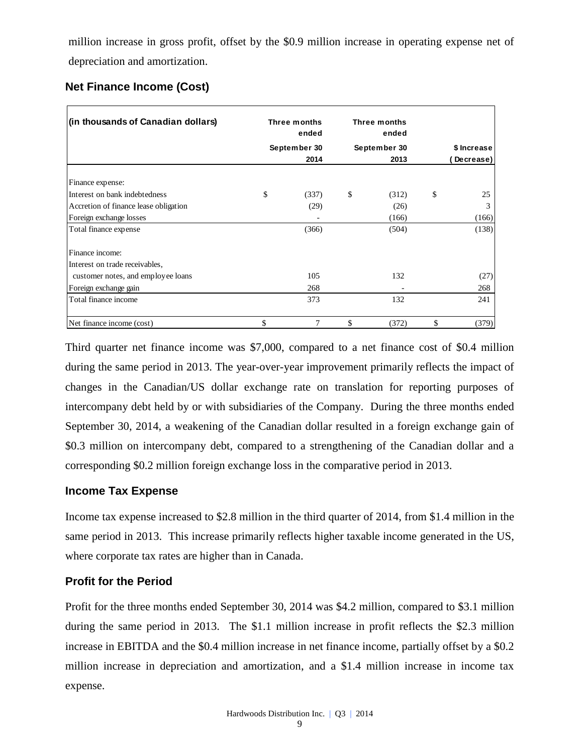million increase in gross profit, offset by the $0.9 million increase in operating expense net of depreciation and amortization.

## Net Finance Income (Cost)

| (in thousands of Canadian dollars) | Three months ended September 30 2014 | Three months ended September 30 2013 | $ Increase (Decrease) |
|---|---|---|---|
| Finance expense: | | | |
| Interest on bank indebtedness | $ (337) | $ (312) | $ 25 |
| Accretion of finance lease obligation | (29) | (26) | 3 |
| Foreign exchange losses | - | (166) | (166) |
| Total finance expense | (366) | (504) | (138) |
| Finance income: | | | |
| Interest on trade receivables, customer notes, and employee loans | 105 | 132 | (27) |
| Foreign exchange gain | 268 | - | 268 |
| Total finance income | 373 | 132 | 241 |
| Net finance income (cost) | $ 7 | $ (372) | $ (379) |

Third quarter net finance income was $7,000, compared to a net finance cost of $0.4 million during the same period in 2013. The year-over-year improvement primarily reflects the impact of changes in the Canadian/US dollar exchange rate on translation for reporting purposes of intercompany debt held by or with subsidiaries of the Company. During the three months ended September 30, 2014, a weakening of the Canadian dollar resulted in a foreign exchange gain of $0.3 million on intercompany debt, compared to a strengthening of the Canadian dollar and a corresponding $0.2 million foreign exchange loss in the comparative period in 2013.

## Income Tax Expense

Income tax expense increased to $2.8 million in the third quarter of 2014, from $1.4 million in the same period in 2013. This increase primarily reflects higher taxable income generated in the US, where corporate tax rates are higher than in Canada.

## Profit for the Period

Profit for the three months ended September 30, 2014 was $4.2 million, compared to $3.1 million during the same period in 2013. The $1.1 million increase in profit reflects the $2.3 million increase in EBITDA and the $0.4 million increase in net finance income, partially offset by a $0.2 million increase in depreciation and amortization, and a $1.4 million increase in income tax expense.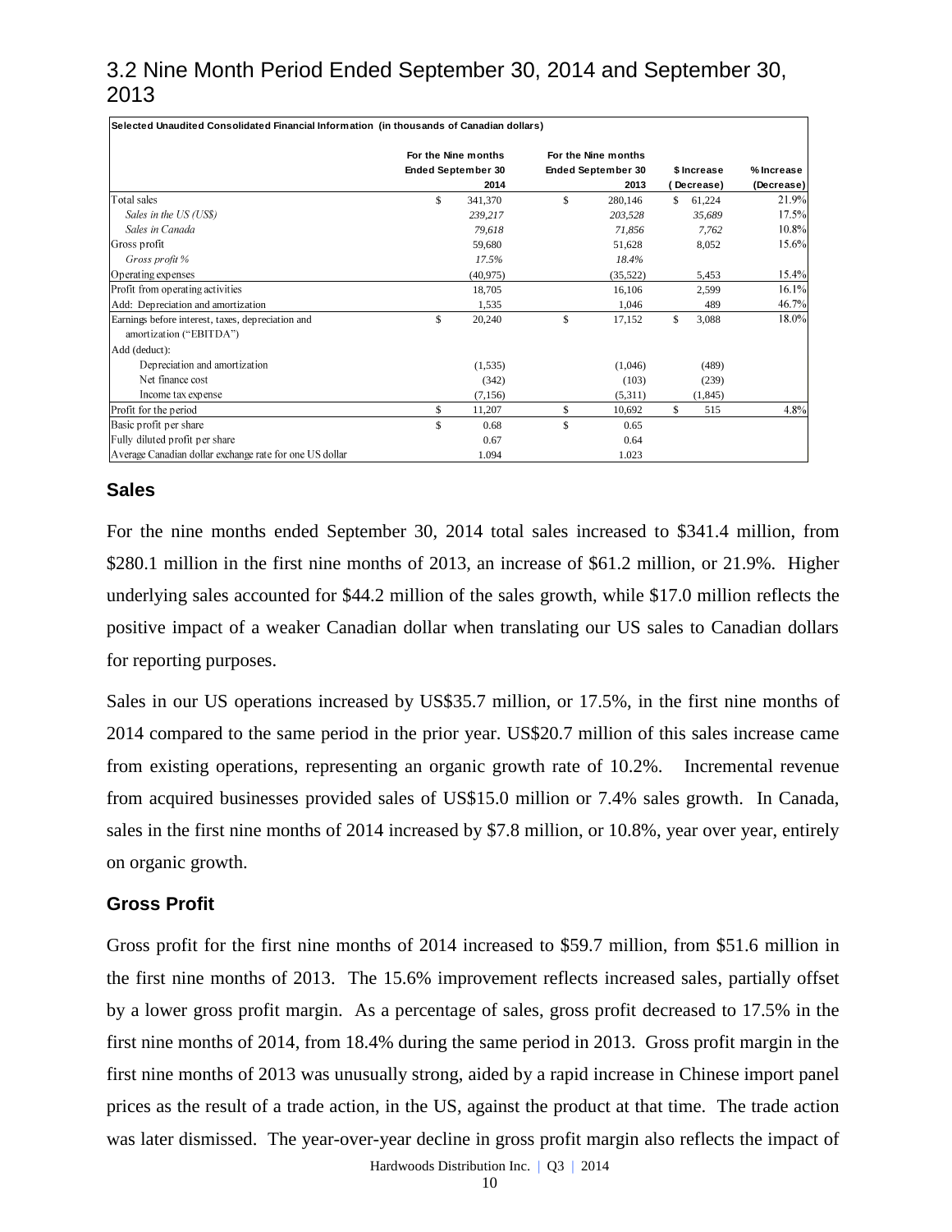## 3.2 Nine Month Period Ended September 30, 2014 and September 30, 2013

| Selected Unaudited Consolidated Financial Information (in thousands of Canadian dollars) | For the Nine months Ended September 30 2014 | For the Nine months Ended September 30 2013 | $ Increase (Decrease) | % Increase (Decrease) |
|---|---|---|---|---|
| Total sales | $ 341,370 | $ 280,146 | $ 61,224 | 21.9% |
| *Sales in the US (US$)* | *239,217* | *203,528* | *35,689* | 17.5% |
| *Sales in Canada* | *79,618* | *71,856* | *7,762* | 10.8% |
| Gross profit | 59,680 | 51,628 | 8,052 | 15.6% |
| *Gross profit %* | *17.5%* | *18.4%* | | |
| Operating expenses | (40,975) | (35,522) | 5,453 | 15.4% |
| Profit from operating activities | 18,705 | 16,106 | 2,599 | 16.1% |
| Add: Depreciation and amortization | 1,535 | 1,046 | 489 | 46.7% |
| Earnings before interest, taxes, depreciation and amortization ("EBITDA") | $ 20,240 | $ 17,152 | $ 3,088 | 18.0% |
| Add (deduct): | | | | |
| Depreciation and amortization | (1,535) | (1,046) | (489) | |
| Net finance cost | (342) | (103) | (239) | |
| Income tax expense | (7,156) | (5,311) | (1,845) | |
| Profit for the period | $ 11,207 | $ 10,692 | $ 515 | 4.8% |
| Basic profit per share | $ 0.68 | $ 0.65 | | |
| Fully diluted profit per share | 0.67 | 0.64 | | |
| Average Canadian dollar exchange rate for one US dollar | 1.094 | 1.023 | | |

### Sales

For the nine months ended September 30, 2014 total sales increased to $341.4 million, from $280.1 million in the first nine months of 2013, an increase of $61.2 million, or 21.9%. Higher underlying sales accounted for $44.2 million of the sales growth, while $17.0 million reflects the positive impact of a weaker Canadian dollar when translating our US sales to Canadian dollars for reporting purposes.

Sales in our US operations increased by US$35.7 million, or 17.5%, in the first nine months of 2014 compared to the same period in the prior year. US$20.7 million of this sales increase came from existing operations, representing an organic growth rate of 10.2%. Incremental revenue from acquired businesses provided sales of US$15.0 million or 7.4% sales growth. In Canada, sales in the first nine months of 2014 increased by $7.8 million, or 10.8%, year over year, entirely on organic growth.

### Gross Profit

Gross profit for the first nine months of 2014 increased to $59.7 million, from $51.6 million in the first nine months of 2013. The 15.6% improvement reflects increased sales, partially offset by a lower gross profit margin. As a percentage of sales, gross profit decreased to 17.5% in the first nine months of 2014, from 18.4% during the same period in 2013. Gross profit margin in the first nine months of 2013 was unusually strong, aided by a rapid increase in Chinese import panel prices as the result of a trade action, in the US, against the product at that time. The trade action was later dismissed. The year-over-year decline in gross profit margin also reflects the impact of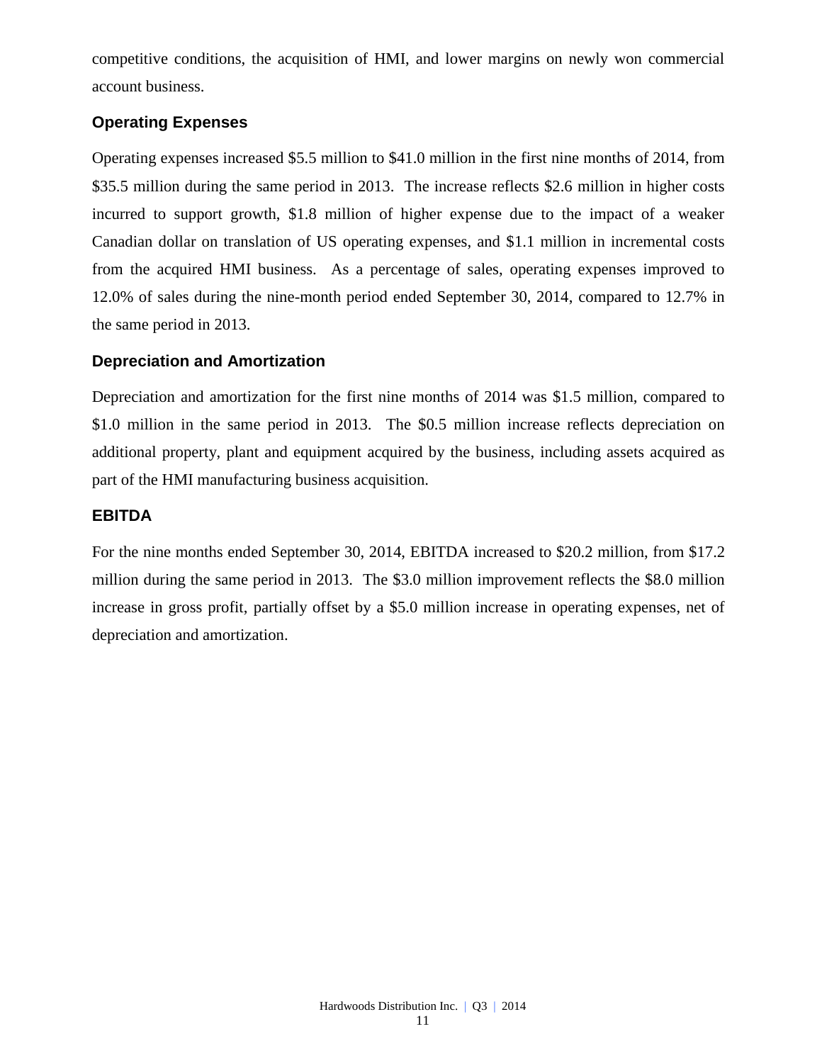competitive conditions, the acquisition of HMI, and lower margins on newly won commercial account business.

### Operating Expenses

Operating expenses increased $5.5 million to $41.0 million in the first nine months of 2014, from $35.5 million during the same period in 2013. The increase reflects $2.6 million in higher costs incurred to support growth, $1.8 million of higher expense due to the impact of a weaker Canadian dollar on translation of US operating expenses, and $1.1 million in incremental costs from the acquired HMI business. As a percentage of sales, operating expenses improved to 12.0% of sales during the nine-month period ended September 30, 2014, compared to 12.7% in the same period in 2013.

### Depreciation and Amortization

Depreciation and amortization for the first nine months of 2014 was $1.5 million, compared to $1.0 million in the same period in 2013. The $0.5 million increase reflects depreciation on additional property, plant and equipment acquired by the business, including assets acquired as part of the HMI manufacturing business acquisition.

### EBITDA

For the nine months ended September 30, 2014, EBITDA increased to $20.2 million, from $17.2 million during the same period in 2013. The $3.0 million improvement reflects the $8.0 million increase in gross profit, partially offset by a $5.0 million increase in operating expenses, net of depreciation and amortization.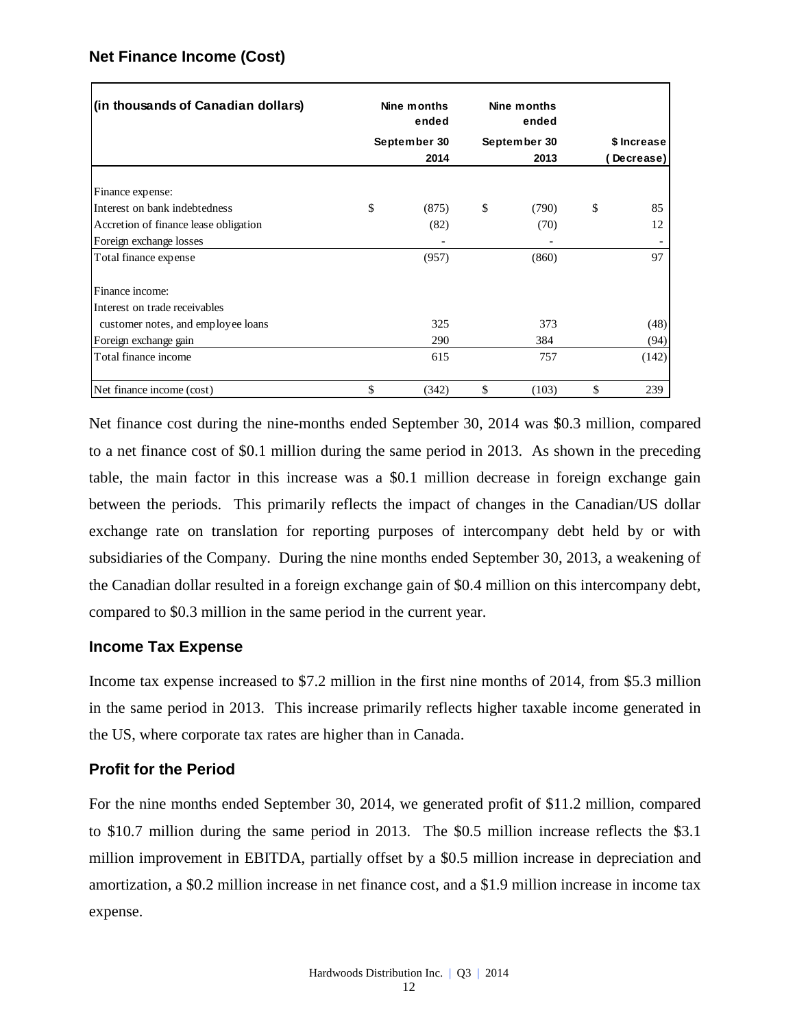## Net Finance Income (Cost)

| (in thousands of Canadian dollars) | Nine months ended September 30 2014 | Nine months ended September 30 2013 | $ Increase (Decrease) |
|---|---|---|---|
| Finance expense: | | | |
| Interest on bank indebtedness | $ (875) | $ (790) | $ 85 |
| Accretion of finance lease obligation | (82) | (70) | 12 |
| Foreign exchange losses | - | - | - |
| Total finance expense | (957) | (860) | 97 |
| Finance income: | | | |
| Interest on trade receivables customer notes, and employee loans | 325 | 373 | (48) |
| Foreign exchange gain | 290 | 384 | (94) |
| Total finance income | 615 | 757 | (142) |
| Net finance income (cost) | $ (342) | $ (103) | $ 239 |

Net finance cost during the nine-months ended September 30, 2014 was $0.3 million, compared to a net finance cost of $0.1 million during the same period in 2013. As shown in the preceding table, the main factor in this increase was a $0.1 million decrease in foreign exchange gain between the periods. This primarily reflects the impact of changes in the Canadian/US dollar exchange rate on translation for reporting purposes of intercompany debt held by or with subsidiaries of the Company. During the nine months ended September 30, 2013, a weakening of the Canadian dollar resulted in a foreign exchange gain of $0.4 million on this intercompany debt, compared to $0.3 million in the same period in the current year.

## Income Tax Expense

Income tax expense increased to $7.2 million in the first nine months of 2014, from $5.3 million in the same period in 2013. This increase primarily reflects higher taxable income generated in the US, where corporate tax rates are higher than in Canada.

## Profit for the Period

For the nine months ended September 30, 2014, we generated profit of $11.2 million, compared to $10.7 million during the same period in 2013. The $0.5 million increase reflects the $3.1 million improvement in EBITDA, partially offset by a $0.5 million increase in depreciation and amortization, a $0.2 million increase in net finance cost, and a $1.9 million increase in income tax expense.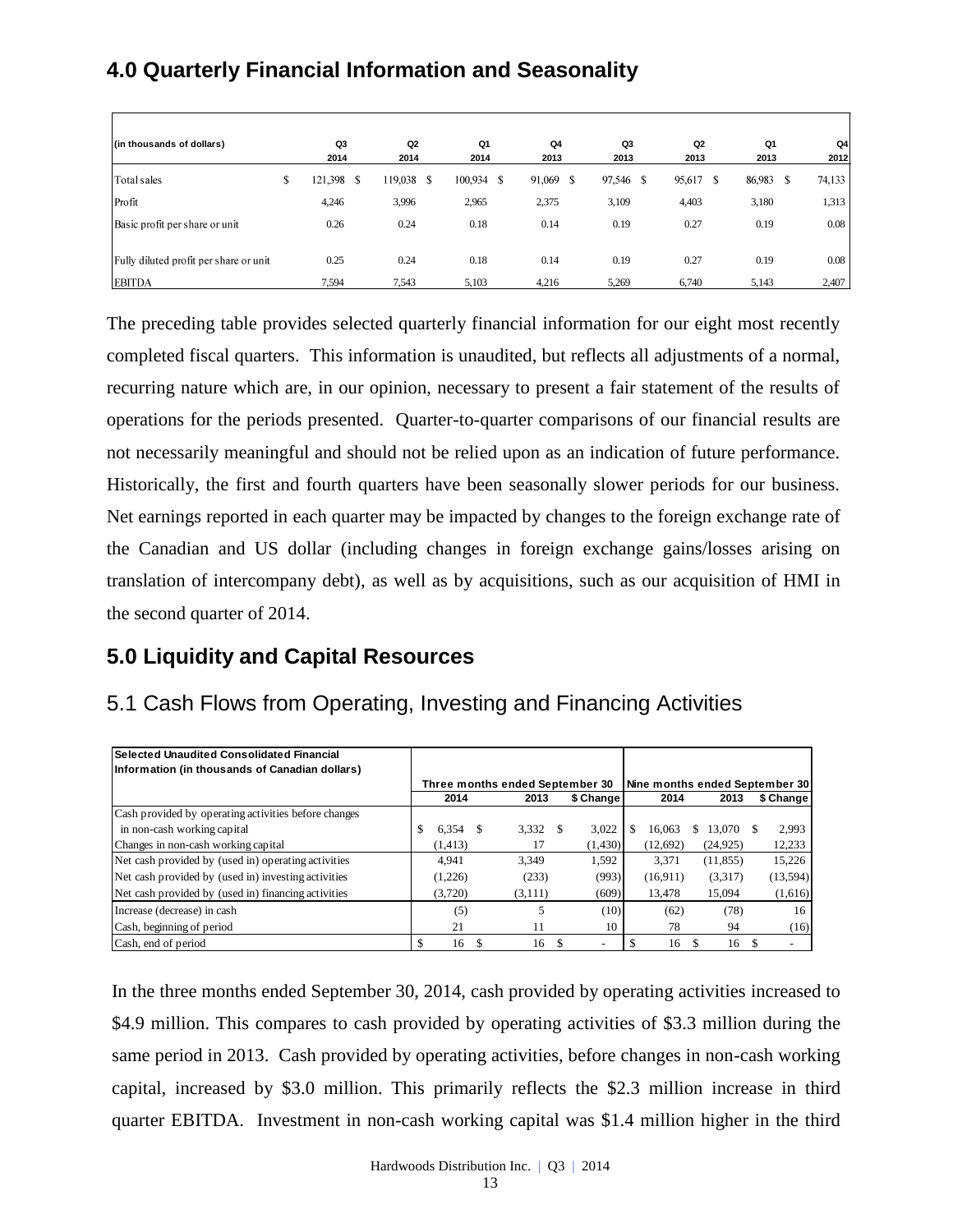## 4.0 Quarterly Financial Information and Seasonality

| (in thousands of dollars) | Q3 2014 | Q2 2014 | Q1 2014 | Q4 2013 | Q3 2013 | Q2 2013 | Q1 2013 | Q4 2012 |
|---|---|---|---|---|---|---|---|---|
| Total sales | $ 121,398 | $ 119,038 | $ 100,934 | $ 91,069 | $ 97,546 | $ 95,617 | $ 86,983 | $ 74,133 |
| Profit | 4,246 | 3,996 | 2,965 | 2,375 | 3,109 | 4,403 | 3,180 | 1,313 |
| Basic profit per share or unit | 0.26 | 0.24 | 0.18 | 0.14 | 0.19 | 0.27 | 0.19 | 0.08 |
| Fully diluted profit per share or unit | 0.25 | 0.24 | 0.18 | 0.14 | 0.19 | 0.27 | 0.19 | 0.08 |
| EBITDA | 7,594 | 7,543 | 5,103 | 4,216 | 5,269 | 6,740 | 5,143 | 2,407 |

The preceding table provides selected quarterly financial information for our eight most recently completed fiscal quarters. This information is unaudited, but reflects all adjustments of a normal, recurring nature which are, in our opinion, necessary to present a fair statement of the results of operations for the periods presented. Quarter-to-quarter comparisons of our financial results are not necessarily meaningful and should not be relied upon as an indication of future performance. Historically, the first and fourth quarters have been seasonally slower periods for our business. Net earnings reported in each quarter may be impacted by changes to the foreign exchange rate of the Canadian and US dollar (including changes in foreign exchange gains/losses arising on translation of intercompany debt), as well as by acquisitions, such as our acquisition of HMI in the second quarter of 2014.

## 5.0 Liquidity and Capital Resources

### 5.1 Cash Flows from Operating, Investing and Financing Activities

| Selected Unaudited Consolidated Financial Information (in thousands of Canadian dollars) | Three months ended September 30 | | | Nine months ended September 30 | | |
|---|---|---|---|---|---|---|
| | 2014 | 2013 | $ Change | 2014 | 2013 | $ Change |
| Cash provided by operating activities before changes in non-cash working capital | $ 6,354 | $ 3,332 | $ 3,022 | $ 16,063 | $ 13,070 | $ 2,993 |
| Changes in non-cash working capital | (1,413) | 17 | (1,430) | (12,692) | (24,925) | 12,233 |
| Net cash provided by (used in) operating activities | 4,941 | 3,349 | 1,592 | 3,371 | (11,855) | 15,226 |
| Net cash provided by (used in) investing activities | (1,226) | (233) | (993) | (16,911) | (3,317) | (13,594) |
| Net cash provided by (used in) financing activities | (3,720) | (3,111) | (609) | 13,478 | 15,094 | (1,616) |
| Increase (decrease) in cash | (5) | 5 | (10) | (62) | (78) | 16 |
| Cash, beginning of period | 21 | 11 | 10 | 78 | 94 | (16) |
| Cash, end of period | $ 16 | $ 16 | $ - | $ 16 | $ 16 | $ - |

In the three months ended September 30, 2014, cash provided by operating activities increased to $4.9 million. This compares to cash provided by operating activities of $3.3 million during the same period in 2013. Cash provided by operating activities, before changes in non-cash working capital, increased by $3.0 million. This primarily reflects the $2.3 million increase in third quarter EBITDA. Investment in non-cash working capital was $1.4 million higher in the third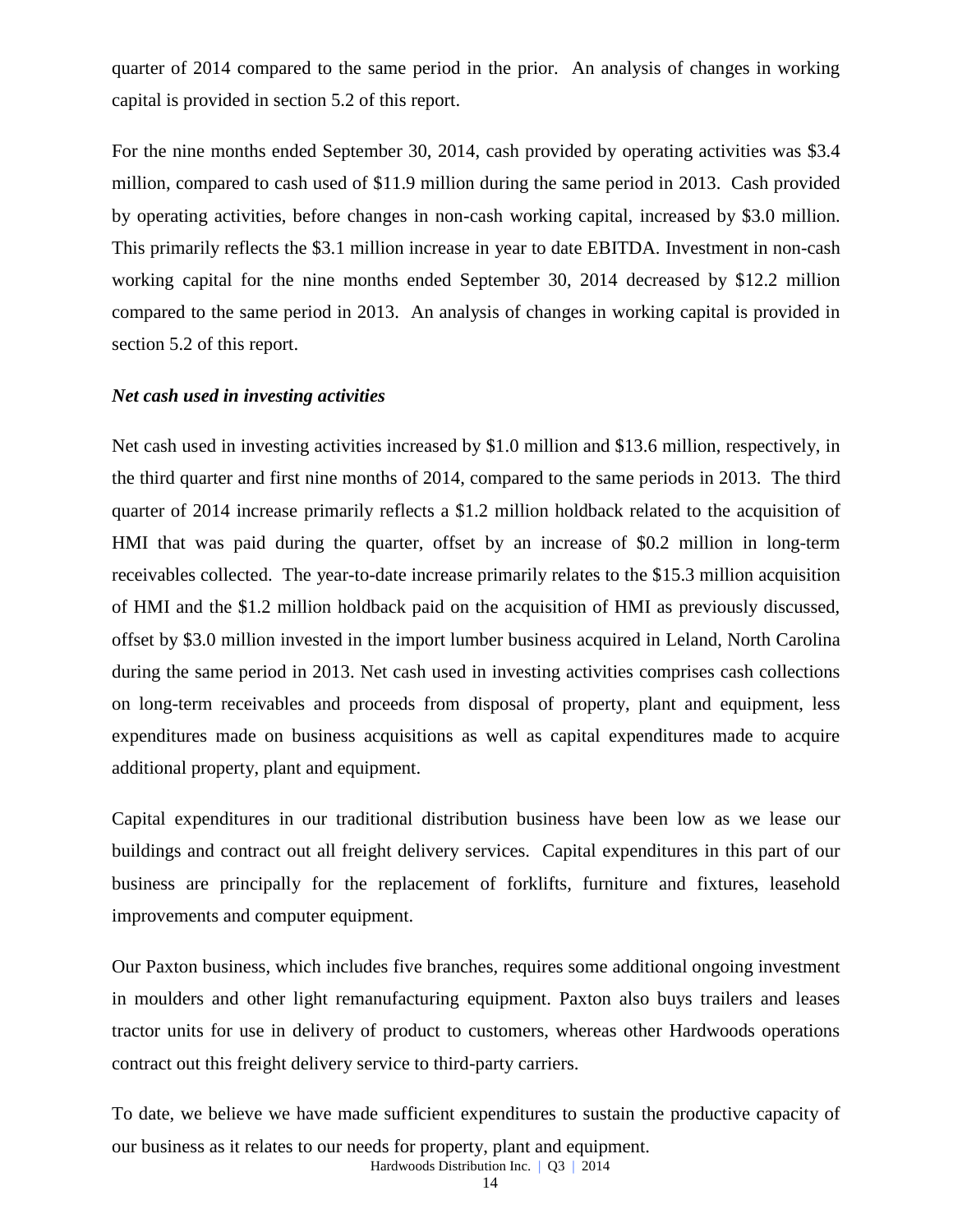quarter of 2014 compared to the same period in the prior. An analysis of changes in working capital is provided in section 5.2 of this report.

For the nine months ended September 30, 2014, cash provided by operating activities was $3.4 million, compared to cash used of $11.9 million during the same period in 2013. Cash provided by operating activities, before changes in non-cash working capital, increased by $3.0 million. This primarily reflects the $3.1 million increase in year to date EBITDA. Investment in non-cash working capital for the nine months ended September 30, 2014 decreased by $12.2 million compared to the same period in 2013. An analysis of changes in working capital is provided in section 5.2 of this report.

***Net cash used in investing activities***

Net cash used in investing activities increased by $1.0 million and $13.6 million, respectively, in the third quarter and first nine months of 2014, compared to the same periods in 2013. The third quarter of 2014 increase primarily reflects a $1.2 million holdback related to the acquisition of HMI that was paid during the quarter, offset by an increase of $0.2 million in long-term receivables collected. The year-to-date increase primarily relates to the $15.3 million acquisition of HMI and the $1.2 million holdback paid on the acquisition of HMI as previously discussed, offset by $3.0 million invested in the import lumber business acquired in Leland, North Carolina during the same period in 2013. Net cash used in investing activities comprises cash collections on long-term receivables and proceeds from disposal of property, plant and equipment, less expenditures made on business acquisitions as well as capital expenditures made to acquire additional property, plant and equipment.

Capital expenditures in our traditional distribution business have been low as we lease our buildings and contract out all freight delivery services. Capital expenditures in this part of our business are principally for the replacement of forklifts, furniture and fixtures, leasehold improvements and computer equipment.

Our Paxton business, which includes five branches, requires some additional ongoing investment in moulders and other light remanufacturing equipment. Paxton also buys trailers and leases tractor units for use in delivery of product to customers, whereas other Hardwoods operations contract out this freight delivery service to third-party carriers.

To date, we believe we have made sufficient expenditures to sustain the productive capacity of our business as it relates to our needs for property, plant and equipment.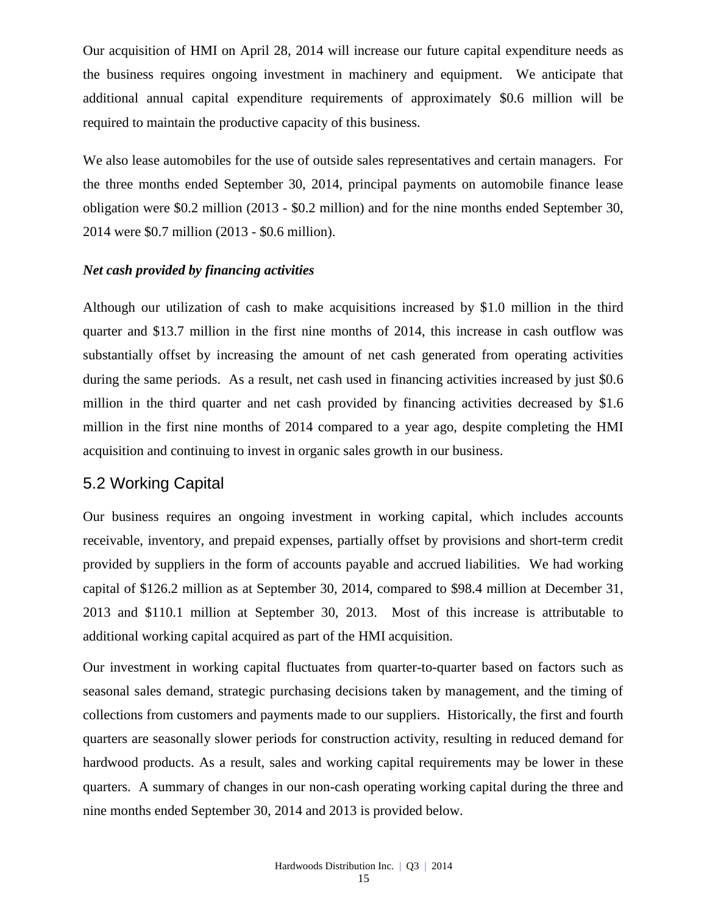Our acquisition of HMI on April 28, 2014 will increase our future capital expenditure needs as the business requires ongoing investment in machinery and equipment. We anticipate that additional annual capital expenditure requirements of approximately $0.6 million will be required to maintain the productive capacity of this business.

We also lease automobiles for the use of outside sales representatives and certain managers. For the three months ended September 30, 2014, principal payments on automobile finance lease obligation were $0.2 million (2013 - $0.2 million) and for the nine months ended September 30, 2014 were $0.7 million (2013 - $0.6 million).

***Net cash provided by financing activities***

Although our utilization of cash to make acquisitions increased by $1.0 million in the third quarter and $13.7 million in the first nine months of 2014, this increase in cash outflow was substantially offset by increasing the amount of net cash generated from operating activities during the same periods. As a result, net cash used in financing activities increased by just $0.6 million in the third quarter and net cash provided by financing activities decreased by $1.6 million in the first nine months of 2014 compared to a year ago, despite completing the HMI acquisition and continuing to invest in organic sales growth in our business.

## 5.2 Working Capital

Our business requires an ongoing investment in working capital, which includes accounts receivable, inventory, and prepaid expenses, partially offset by provisions and short-term credit provided by suppliers in the form of accounts payable and accrued liabilities. We had working capital of $126.2 million as at September 30, 2014, compared to $98.4 million at December 31, 2013 and $110.1 million at September 30, 2013. Most of this increase is attributable to additional working capital acquired as part of the HMI acquisition.

Our investment in working capital fluctuates from quarter-to-quarter based on factors such as seasonal sales demand, strategic purchasing decisions taken by management, and the timing of collections from customers and payments made to our suppliers. Historically, the first and fourth quarters are seasonally slower periods for construction activity, resulting in reduced demand for hardwood products. As a result, sales and working capital requirements may be lower in these quarters. A summary of changes in our non-cash operating working capital during the three and nine months ended September 30, 2014 and 2013 is provided below.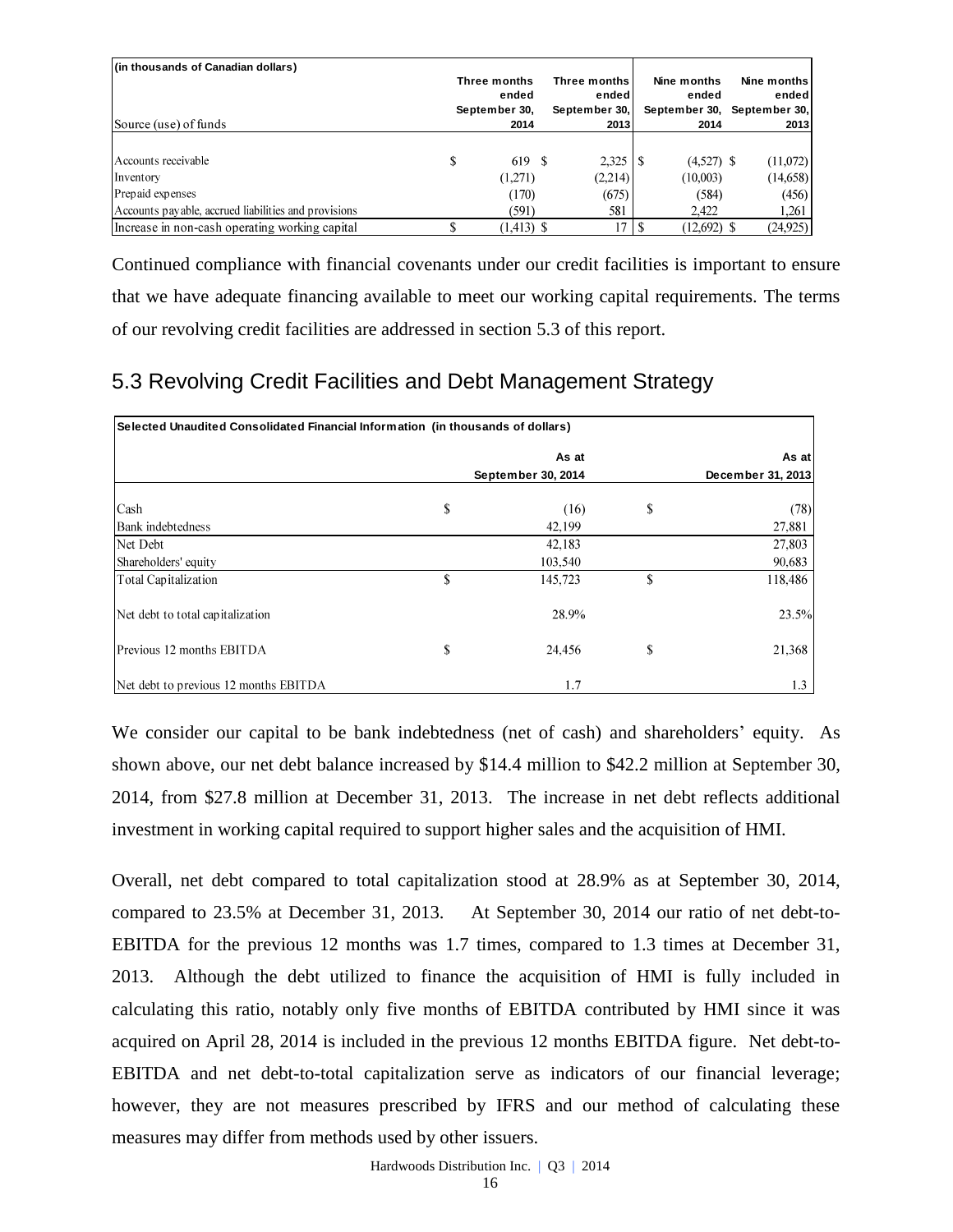| (in thousands of Canadian dollars) | Three months ended September 30, 2014 | Three months ended September 30, 2013 | Nine months ended September 30, 2014 | Nine months ended September 30, 2013 |
|---|---|---|---|---|
| Source (use) of funds | | | | |
| Accounts receivable | $ 619 | $ 2,325 | $ (4,527) | $ (11,072) |
| Inventory | (1,271) | (2,214) | (10,003) | (14,658) |
| Prepaid expenses | (170) | (675) | (584) | (456) |
| Accounts payable, accrued liabilities and provisions | (591) | 581 | 2,422 | 1,261 |
| Increase in non-cash operating working capital | $ (1,413) | $ 17 | $ (12,692) | $ (24,925) |

Continued compliance with financial covenants under our credit facilities is important to ensure that we have adequate financing available to meet our working capital requirements. The terms of our revolving credit facilities are addressed in section 5.3 of this report.

## 5.3 Revolving Credit Facilities and Debt Management Strategy

| Selected Unaudited Consolidated Financial Information (in thousands of dollars) | As at September 30, 2014 | As at December 31, 2013 |
|---|---|---|
| Cash | $ (16) | $ (78) |
| Bank indebtedness | 42,199 | 27,881 |
| Net Debt | 42,183 | 27,803 |
| Shareholders' equity | 103,540 | 90,683 |
| Total Capitalization | $ 145,723 | $ 118,486 |
| Net debt to total capitalization | 28.9% | 23.5% |
| Previous 12 months EBITDA | $ 24,456 | $ 21,368 |
| Net debt to previous 12 months EBITDA | 1.7 | 1.3 |

We consider our capital to be bank indebtedness (net of cash) and shareholders' equity. As shown above, our net debt balance increased by $14.4 million to $42.2 million at September 30, 2014, from $27.8 million at December 31, 2013. The increase in net debt reflects additional investment in working capital required to support higher sales and the acquisition of HMI.

Overall, net debt compared to total capitalization stood at 28.9% as at September 30, 2014, compared to 23.5% at December 31, 2013. At September 30, 2014 our ratio of net debt-to-EBITDA for the previous 12 months was 1.7 times, compared to 1.3 times at December 31, 2013. Although the debt utilized to finance the acquisition of HMI is fully included in calculating this ratio, notably only five months of EBITDA contributed by HMI since it was acquired on April 28, 2014 is included in the previous 12 months EBITDA figure. Net debt-to-EBITDA and net debt-to-total capitalization serve as indicators of our financial leverage; however, they are not measures prescribed by IFRS and our method of calculating these measures may differ from methods used by other issuers.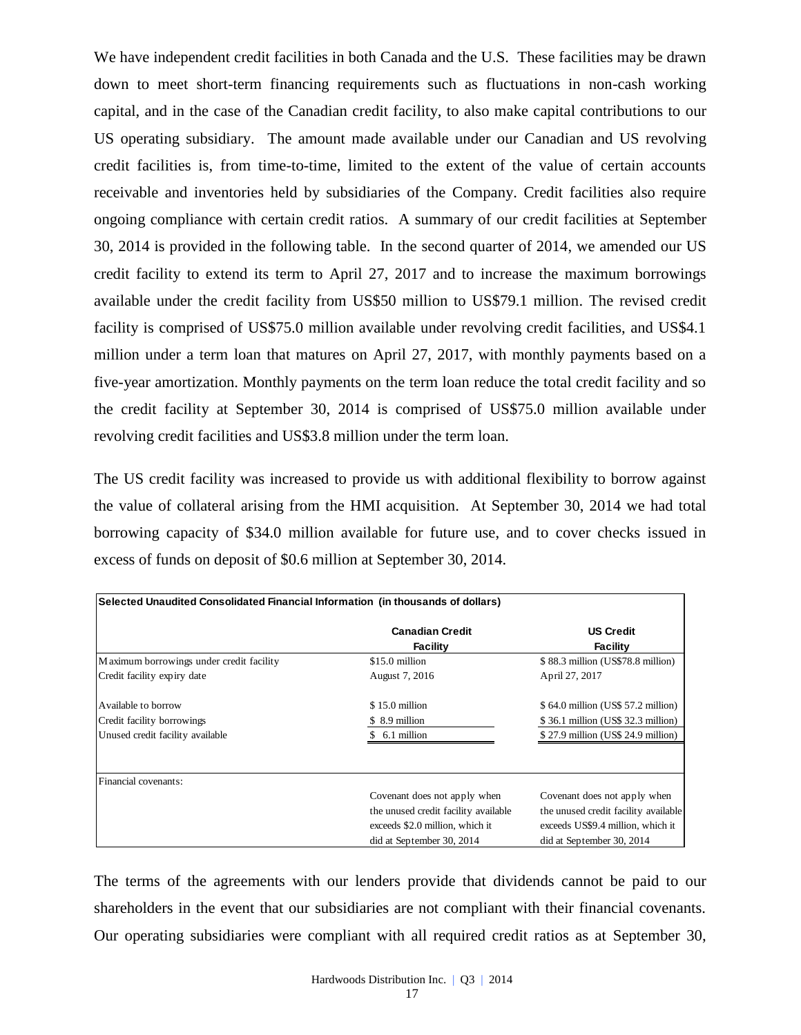We have independent credit facilities in both Canada and the U.S. These facilities may be drawn down to meet short-term financing requirements such as fluctuations in non-cash working capital, and in the case of the Canadian credit facility, to also make capital contributions to our US operating subsidiary. The amount made available under our Canadian and US revolving credit facilities is, from time-to-time, limited to the extent of the value of certain accounts receivable and inventories held by subsidiaries of the Company. Credit facilities also require ongoing compliance with certain credit ratios. A summary of our credit facilities at September 30, 2014 is provided in the following table. In the second quarter of 2014, we amended our US credit facility to extend its term to April 27, 2017 and to increase the maximum borrowings available under the credit facility from US$50 million to US$79.1 million. The revised credit facility is comprised of US$75.0 million available under revolving credit facilities, and US$4.1 million under a term loan that matures on April 27, 2017, with monthly payments based on a five-year amortization. Monthly payments on the term loan reduce the total credit facility and so the credit facility at September 30, 2014 is comprised of US$75.0 million available under revolving credit facilities and US$3.8 million under the term loan.

The US credit facility was increased to provide us with additional flexibility to borrow against the value of collateral arising from the HMI acquisition. At September 30, 2014 we had total borrowing capacity of $34.0 million available for future use, and to cover checks issued in excess of funds on deposit of $0.6 million at September 30, 2014.

**Selected Unaudited Consolidated Financial Information (in thousands of dollars)**

| | Canadian Credit Facility | US Credit Facility |
|---|---|---|
| Maximum borrowings under credit facility | $15.0 million | $ 88.3 million (US$78.8 million) |
| Credit facility expiry date | August 7, 2016 | April 27, 2017 |
| Available to borrow | $ 15.0 million | $ 64.0 million (US$ 57.2 million) |
| Credit facility borrowings | $ 8.9 million | $ 36.1 million (US$ 32.3 million) |
| Unused credit facility available | $ 6.1 million | $ 27.9 million (US$ 24.9 million) |
| Financial covenants: | Covenant does not apply when the unused credit facility available exceeds $2.0 million, which it did at September 30, 2014 | Covenant does not apply when the unused credit facility available exceeds US$9.4 million, which it did at September 30, 2014 |

The terms of the agreements with our lenders provide that dividends cannot be paid to our shareholders in the event that our subsidiaries are not compliant with their financial covenants. Our operating subsidiaries were compliant with all required credit ratios as at September 30,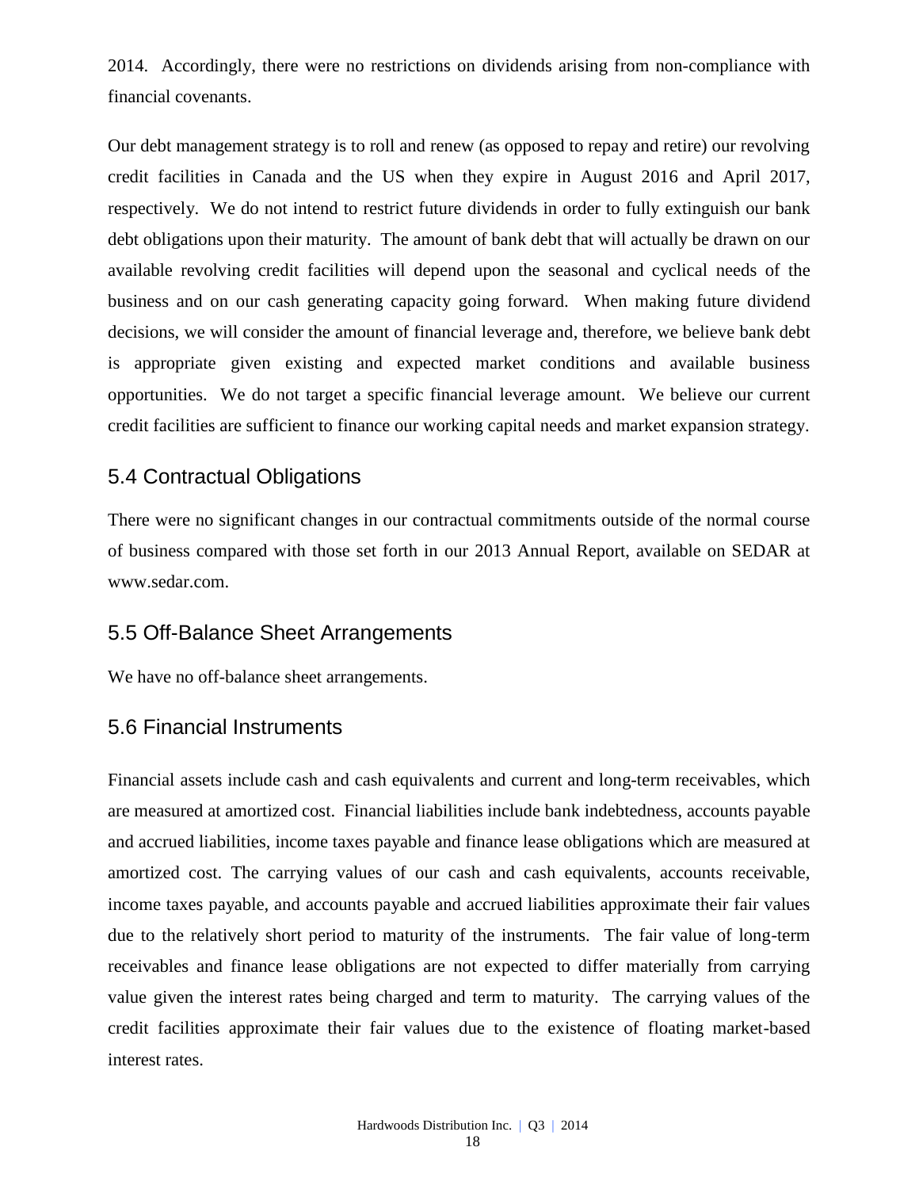2014. Accordingly, there were no restrictions on dividends arising from non-compliance with financial covenants.

Our debt management strategy is to roll and renew (as opposed to repay and retire) our revolving credit facilities in Canada and the US when they expire in August 2016 and April 2017, respectively. We do not intend to restrict future dividends in order to fully extinguish our bank debt obligations upon their maturity. The amount of bank debt that will actually be drawn on our available revolving credit facilities will depend upon the seasonal and cyclical needs of the business and on our cash generating capacity going forward. When making future dividend decisions, we will consider the amount of financial leverage and, therefore, we believe bank debt is appropriate given existing and expected market conditions and available business opportunities. We do not target a specific financial leverage amount. We believe our current credit facilities are sufficient to finance our working capital needs and market expansion strategy.

## 5.4 Contractual Obligations

There were no significant changes in our contractual commitments outside of the normal course of business compared with those set forth in our 2013 Annual Report, available on SEDAR at www.sedar.com.

## 5.5 Off-Balance Sheet Arrangements

We have no off-balance sheet arrangements.

## 5.6 Financial Instruments

Financial assets include cash and cash equivalents and current and long-term receivables, which are measured at amortized cost. Financial liabilities include bank indebtedness, accounts payable and accrued liabilities, income taxes payable and finance lease obligations which are measured at amortized cost. The carrying values of our cash and cash equivalents, accounts receivable, income taxes payable, and accounts payable and accrued liabilities approximate their fair values due to the relatively short period to maturity of the instruments. The fair value of long-term receivables and finance lease obligations are not expected to differ materially from carrying value given the interest rates being charged and term to maturity. The carrying values of the credit facilities approximate their fair values due to the existence of floating market-based interest rates.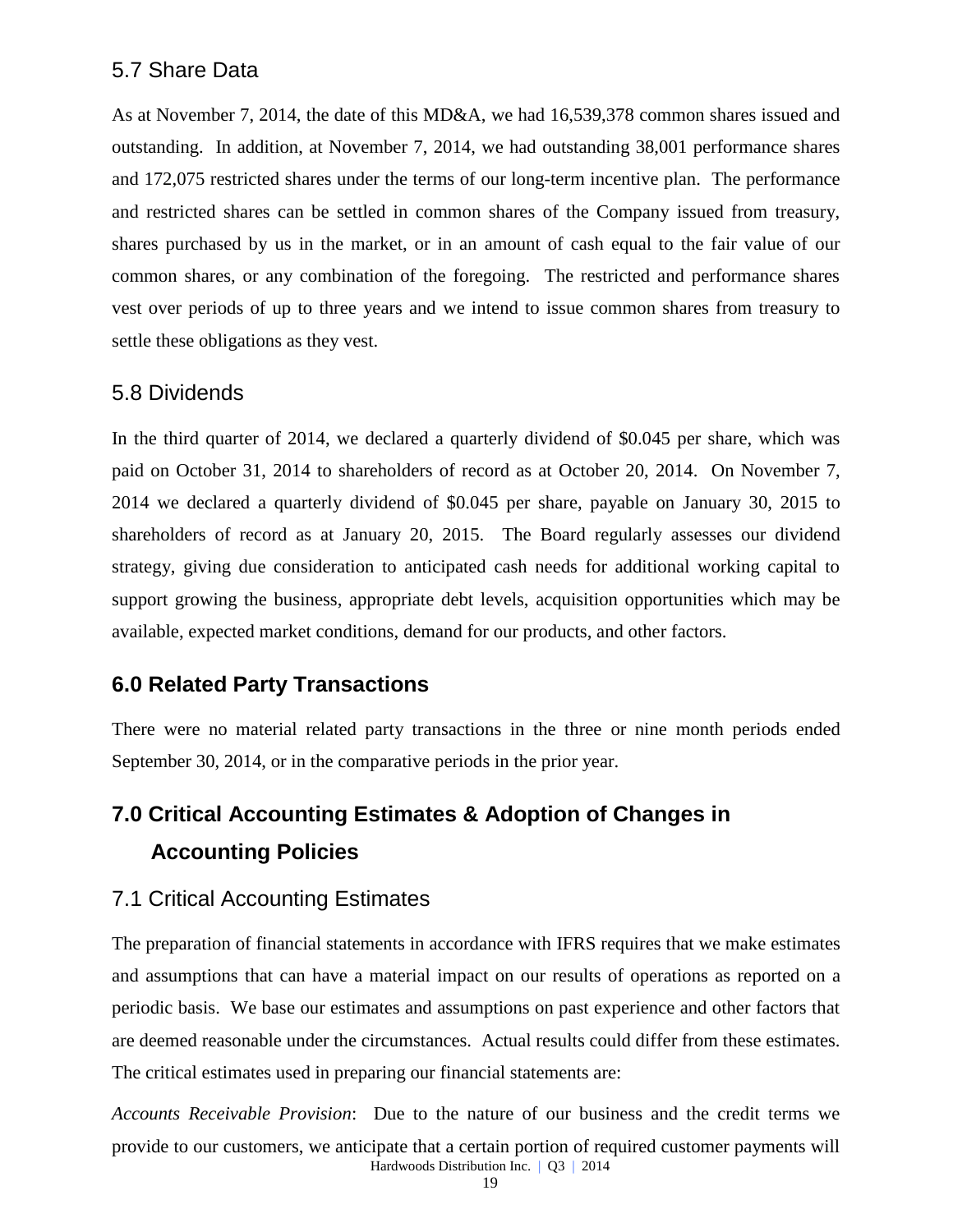## 5.7 Share Data

As at November 7, 2014, the date of this MD&A, we had 16,539,378 common shares issued and outstanding. In addition, at November 7, 2014, we had outstanding 38,001 performance shares and 172,075 restricted shares under the terms of our long-term incentive plan. The performance and restricted shares can be settled in common shares of the Company issued from treasury, shares purchased by us in the market, or in an amount of cash equal to the fair value of our common shares, or any combination of the foregoing. The restricted and performance shares vest over periods of up to three years and we intend to issue common shares from treasury to settle these obligations as they vest.

## 5.8 Dividends

In the third quarter of 2014, we declared a quarterly dividend of $0.045 per share, which was paid on October 31, 2014 to shareholders of record as at October 20, 2014. On November 7, 2014 we declared a quarterly dividend of $0.045 per share, payable on January 30, 2015 to shareholders of record as at January 20, 2015. The Board regularly assesses our dividend strategy, giving due consideration to anticipated cash needs for additional working capital to support growing the business, appropriate debt levels, acquisition opportunities which may be available, expected market conditions, demand for our products, and other factors.

# 6.0 Related Party Transactions

There were no material related party transactions in the three or nine month periods ended September 30, 2014, or in the comparative periods in the prior year.

# 7.0 Critical Accounting Estimates & Adoption of Changes in Accounting Policies

## 7.1 Critical Accounting Estimates

The preparation of financial statements in accordance with IFRS requires that we make estimates and assumptions that can have a material impact on our results of operations as reported on a periodic basis. We base our estimates and assumptions on past experience and other factors that are deemed reasonable under the circumstances. Actual results could differ from these estimates. The critical estimates used in preparing our financial statements are:

*Accounts Receivable Provision*: Due to the nature of our business and the credit terms we provide to our customers, we anticipate that a certain portion of required customer payments will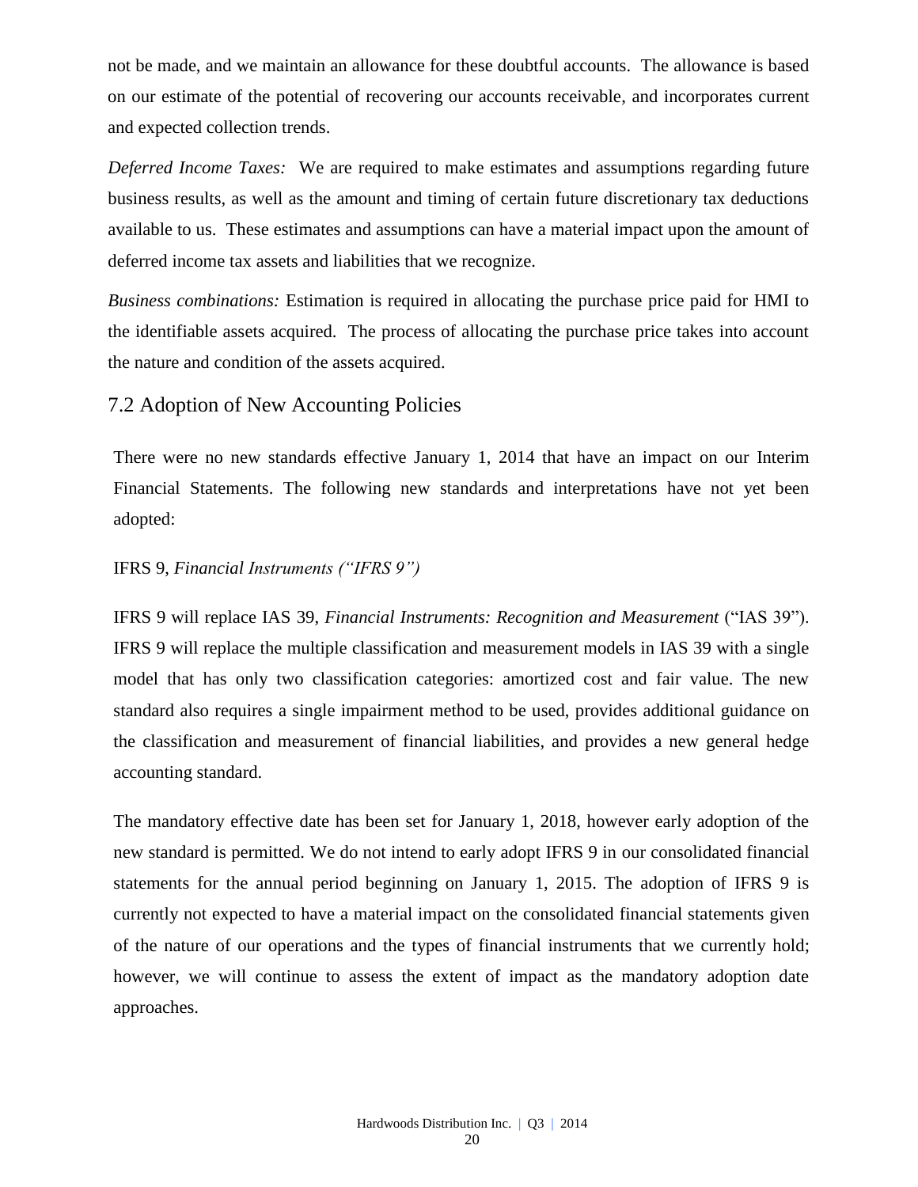not be made, and we maintain an allowance for these doubtful accounts. The allowance is based on our estimate of the potential of recovering our accounts receivable, and incorporates current and expected collection trends.

*Deferred Income Taxes:* We are required to make estimates and assumptions regarding future business results, as well as the amount and timing of certain future discretionary tax deductions available to us. These estimates and assumptions can have a material impact upon the amount of deferred income tax assets and liabilities that we recognize.

*Business combinations:* Estimation is required in allocating the purchase price paid for HMI to the identifiable assets acquired. The process of allocating the purchase price takes into account the nature and condition of the assets acquired.

## 7.2 Adoption of New Accounting Policies

There were no new standards effective January 1, 2014 that have an impact on our Interim Financial Statements. The following new standards and interpretations have not yet been adopted:

IFRS 9, *Financial Instruments ("IFRS 9")*

IFRS 9 will replace IAS 39, *Financial Instruments: Recognition and Measurement* ("IAS 39"). IFRS 9 will replace the multiple classification and measurement models in IAS 39 with a single model that has only two classification categories: amortized cost and fair value. The new standard also requires a single impairment method to be used, provides additional guidance on the classification and measurement of financial liabilities, and provides a new general hedge accounting standard.

The mandatory effective date has been set for January 1, 2018, however early adoption of the new standard is permitted. We do not intend to early adopt IFRS 9 in our consolidated financial statements for the annual period beginning on January 1, 2015. The adoption of IFRS 9 is currently not expected to have a material impact on the consolidated financial statements given of the nature of our operations and the types of financial instruments that we currently hold; however, we will continue to assess the extent of impact as the mandatory adoption date approaches.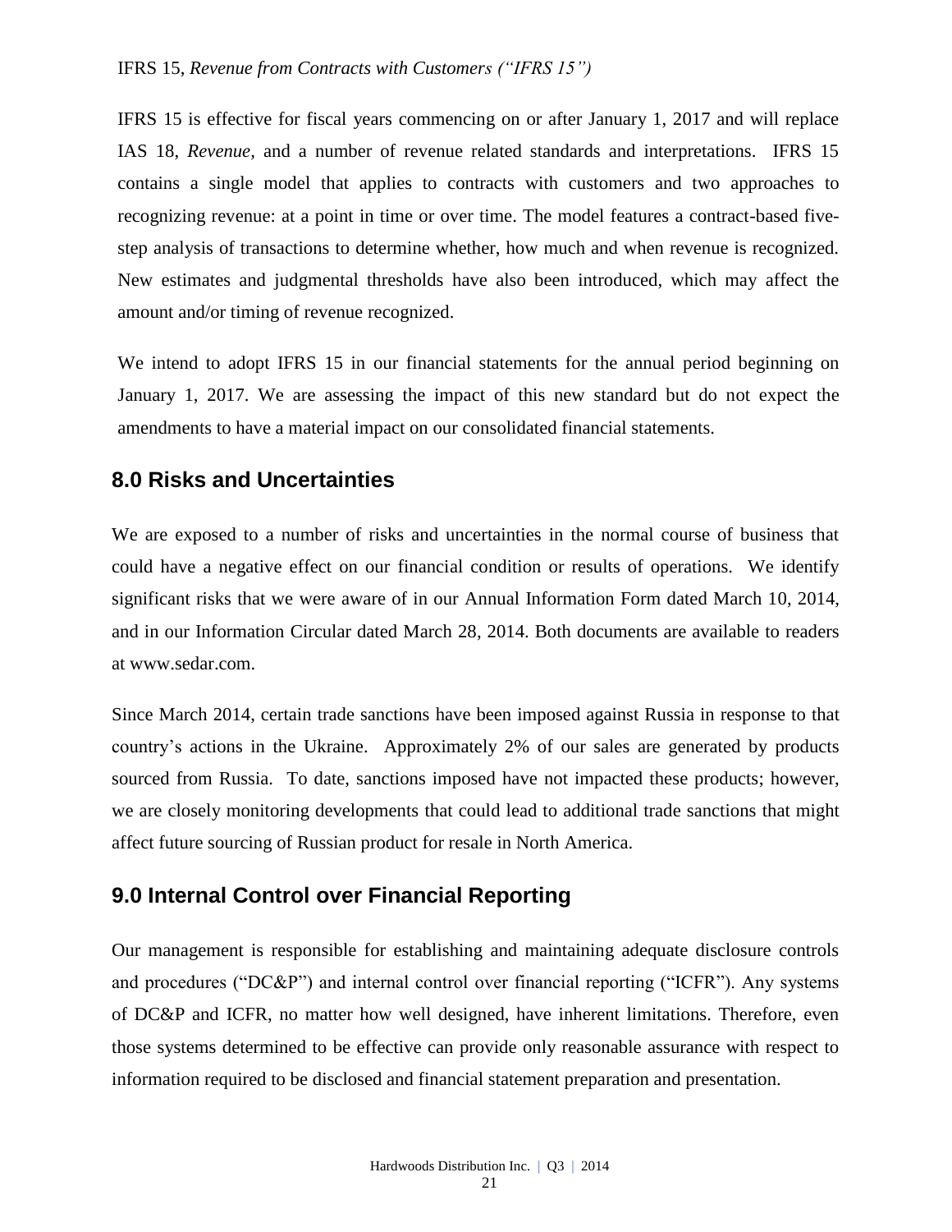IFRS 15, *Revenue from Contracts with Customers (“IFRS 15”)*

IFRS 15 is effective for fiscal years commencing on or after January 1, 2017 and will replace IAS 18, *Revenue,* and a number of revenue related standards and interpretations. IFRS 15 contains a single model that applies to contracts with customers and two approaches to recognizing revenue: at a point in time or over time. The model features a contract-based five-step analysis of transactions to determine whether, how much and when revenue is recognized. New estimates and judgmental thresholds have also been introduced, which may affect the amount and/or timing of revenue recognized.

We intend to adopt IFRS 15 in our financial statements for the annual period beginning on January 1, 2017. We are assessing the impact of this new standard but do not expect the amendments to have a material impact on our consolidated financial statements.

## 8.0 Risks and Uncertainties

We are exposed to a number of risks and uncertainties in the normal course of business that could have a negative effect on our financial condition or results of operations. We identify significant risks that we were aware of in our Annual Information Form dated March 10, 2014, and in our Information Circular dated March 28, 2014. Both documents are available to readers at www.sedar.com.

Since March 2014, certain trade sanctions have been imposed against Russia in response to that country’s actions in the Ukraine. Approximately 2% of our sales are generated by products sourced from Russia. To date, sanctions imposed have not impacted these products; however, we are closely monitoring developments that could lead to additional trade sanctions that might affect future sourcing of Russian product for resale in North America.

## 9.0 Internal Control over Financial Reporting

Our management is responsible for establishing and maintaining adequate disclosure controls and procedures (“DC&P”) and internal control over financial reporting (“ICFR”). Any systems of DC&P and ICFR, no matter how well designed, have inherent limitations. Therefore, even those systems determined to be effective can provide only reasonable assurance with respect to information required to be disclosed and financial statement preparation and presentation.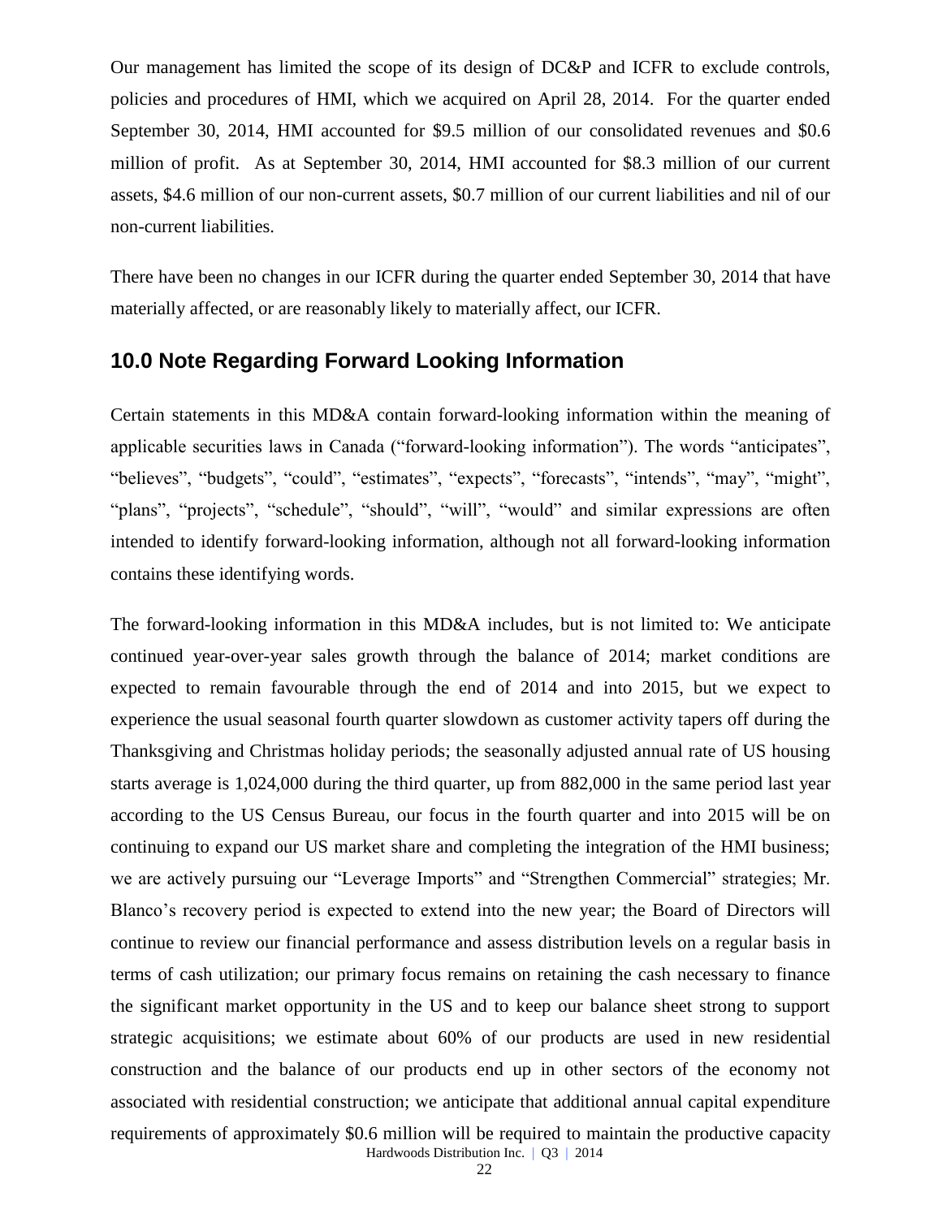Our management has limited the scope of its design of DC&P and ICFR to exclude controls, policies and procedures of HMI, which we acquired on April 28, 2014. For the quarter ended September 30, 2014, HMI accounted for $9.5 million of our consolidated revenues and $0.6 million of profit. As at September 30, 2014, HMI accounted for $8.3 million of our current assets, $4.6 million of our non-current assets, $0.7 million of our current liabilities and nil of our non-current liabilities.

There have been no changes in our ICFR during the quarter ended September 30, 2014 that have materially affected, or are reasonably likely to materially affect, our ICFR.

## 10.0 Note Regarding Forward Looking Information

Certain statements in this MD&A contain forward-looking information within the meaning of applicable securities laws in Canada ("forward-looking information"). The words "anticipates", "believes", "budgets", "could", "estimates", "expects", "forecasts", "intends", "may", "might", "plans", "projects", "schedule", "should", "will", "would" and similar expressions are often intended to identify forward-looking information, although not all forward-looking information contains these identifying words.

The forward-looking information in this MD&A includes, but is not limited to: We anticipate continued year-over-year sales growth through the balance of 2014; market conditions are expected to remain favourable through the end of 2014 and into 2015, but we expect to experience the usual seasonal fourth quarter slowdown as customer activity tapers off during the Thanksgiving and Christmas holiday periods; the seasonally adjusted annual rate of US housing starts average is 1,024,000 during the third quarter, up from 882,000 in the same period last year according to the US Census Bureau, our focus in the fourth quarter and into 2015 will be on continuing to expand our US market share and completing the integration of the HMI business; we are actively pursuing our "Leverage Imports" and "Strengthen Commercial" strategies; Mr. Blanco's recovery period is expected to extend into the new year; the Board of Directors will continue to review our financial performance and assess distribution levels on a regular basis in terms of cash utilization; our primary focus remains on retaining the cash necessary to finance the significant market opportunity in the US and to keep our balance sheet strong to support strategic acquisitions; we estimate about 60% of our products are used in new residential construction and the balance of our products end up in other sectors of the economy not associated with residential construction; we anticipate that additional annual capital expenditure requirements of approximately $0.6 million will be required to maintain the productive capacity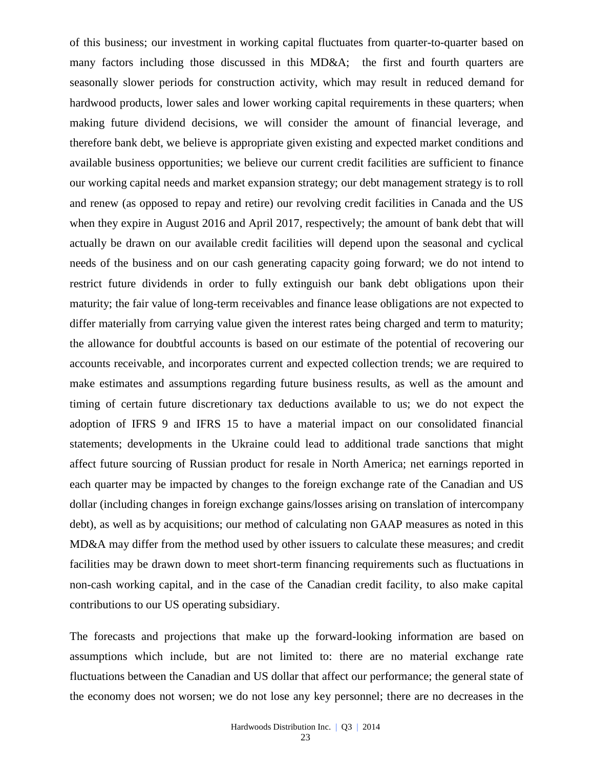of this business; our investment in working capital fluctuates from quarter-to-quarter based on many factors including those discussed in this MD&A; the first and fourth quarters are seasonally slower periods for construction activity, which may result in reduced demand for hardwood products, lower sales and lower working capital requirements in these quarters; when making future dividend decisions, we will consider the amount of financial leverage, and therefore bank debt, we believe is appropriate given existing and expected market conditions and available business opportunities; we believe our current credit facilities are sufficient to finance our working capital needs and market expansion strategy; our debt management strategy is to roll and renew (as opposed to repay and retire) our revolving credit facilities in Canada and the US when they expire in August 2016 and April 2017, respectively; the amount of bank debt that will actually be drawn on our available credit facilities will depend upon the seasonal and cyclical needs of the business and on our cash generating capacity going forward; we do not intend to restrict future dividends in order to fully extinguish our bank debt obligations upon their maturity; the fair value of long-term receivables and finance lease obligations are not expected to differ materially from carrying value given the interest rates being charged and term to maturity; the allowance for doubtful accounts is based on our estimate of the potential of recovering our accounts receivable, and incorporates current and expected collection trends; we are required to make estimates and assumptions regarding future business results, as well as the amount and timing of certain future discretionary tax deductions available to us; we do not expect the adoption of IFRS 9 and IFRS 15 to have a material impact on our consolidated financial statements; developments in the Ukraine could lead to additional trade sanctions that might affect future sourcing of Russian product for resale in North America; net earnings reported in each quarter may be impacted by changes to the foreign exchange rate of the Canadian and US dollar (including changes in foreign exchange gains/losses arising on translation of intercompany debt), as well as by acquisitions; our method of calculating non GAAP measures as noted in this MD&A may differ from the method used by other issuers to calculate these measures; and credit facilities may be drawn down to meet short-term financing requirements such as fluctuations in non-cash working capital, and in the case of the Canadian credit facility, to also make capital contributions to our US operating subsidiary.

The forecasts and projections that make up the forward-looking information are based on assumptions which include, but are not limited to: there are no material exchange rate fluctuations between the Canadian and US dollar that affect our performance; the general state of the economy does not worsen; we do not lose any key personnel; there are no decreases in the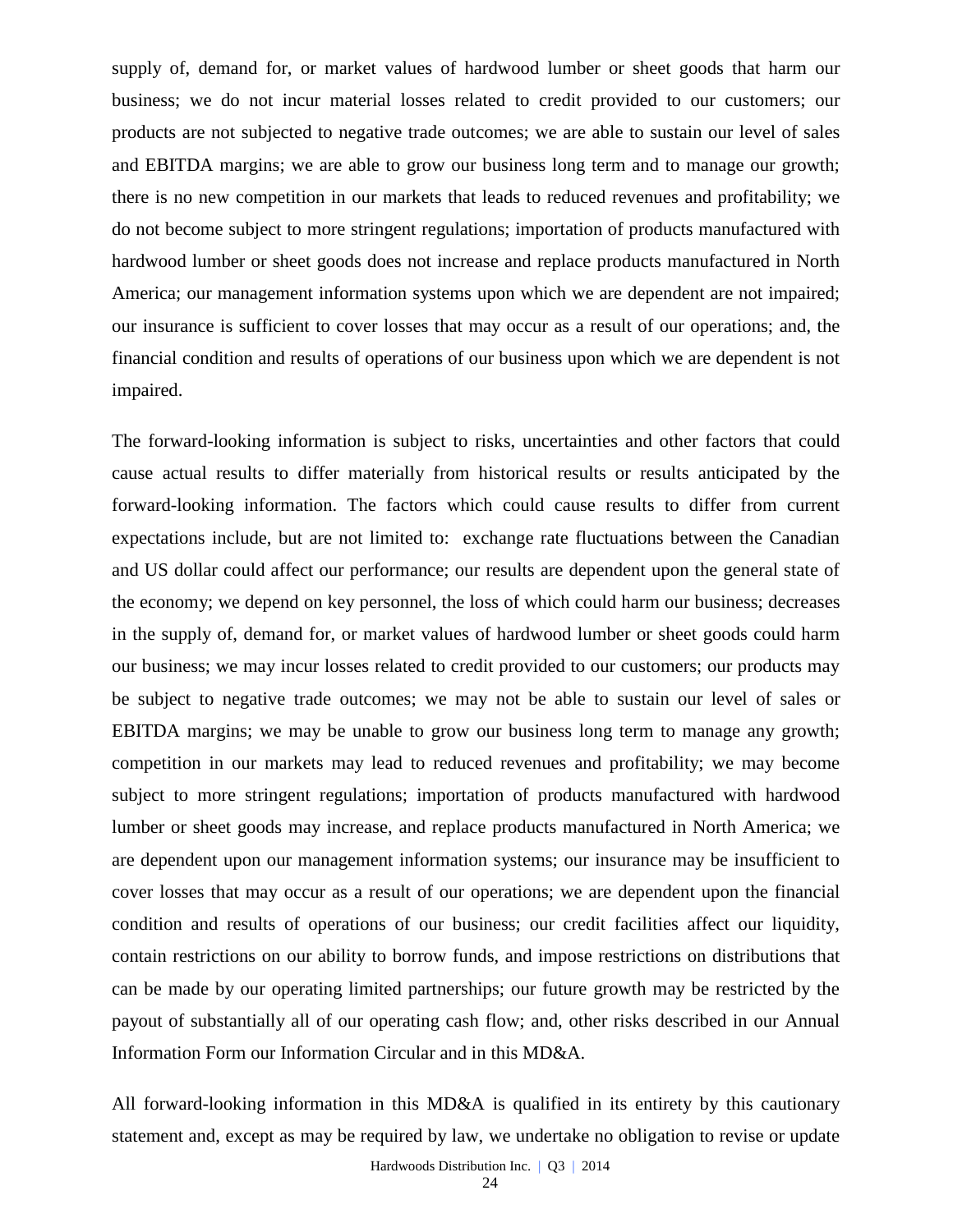supply of, demand for, or market values of hardwood lumber or sheet goods that harm our business; we do not incur material losses related to credit provided to our customers; our products are not subjected to negative trade outcomes; we are able to sustain our level of sales and EBITDA margins; we are able to grow our business long term and to manage our growth; there is no new competition in our markets that leads to reduced revenues and profitability; we do not become subject to more stringent regulations; importation of products manufactured with hardwood lumber or sheet goods does not increase and replace products manufactured in North America; our management information systems upon which we are dependent are not impaired; our insurance is sufficient to cover losses that may occur as a result of our operations; and, the financial condition and results of operations of our business upon which we are dependent is not impaired.

The forward-looking information is subject to risks, uncertainties and other factors that could cause actual results to differ materially from historical results or results anticipated by the forward-looking information. The factors which could cause results to differ from current expectations include, but are not limited to: exchange rate fluctuations between the Canadian and US dollar could affect our performance; our results are dependent upon the general state of the economy; we depend on key personnel, the loss of which could harm our business; decreases in the supply of, demand for, or market values of hardwood lumber or sheet goods could harm our business; we may incur losses related to credit provided to our customers; our products may be subject to negative trade outcomes; we may not be able to sustain our level of sales or EBITDA margins; we may be unable to grow our business long term to manage any growth; competition in our markets may lead to reduced revenues and profitability; we may become subject to more stringent regulations; importation of products manufactured with hardwood lumber or sheet goods may increase, and replace products manufactured in North America; we are dependent upon our management information systems; our insurance may be insufficient to cover losses that may occur as a result of our operations; we are dependent upon the financial condition and results of operations of our business; our credit facilities affect our liquidity, contain restrictions on our ability to borrow funds, and impose restrictions on distributions that can be made by our operating limited partnerships; our future growth may be restricted by the payout of substantially all of our operating cash flow; and, other risks described in our Annual Information Form our Information Circular and in this MD&A.

All forward-looking information in this MD&A is qualified in its entirety by this cautionary statement and, except as may be required by law, we undertake no obligation to revise or update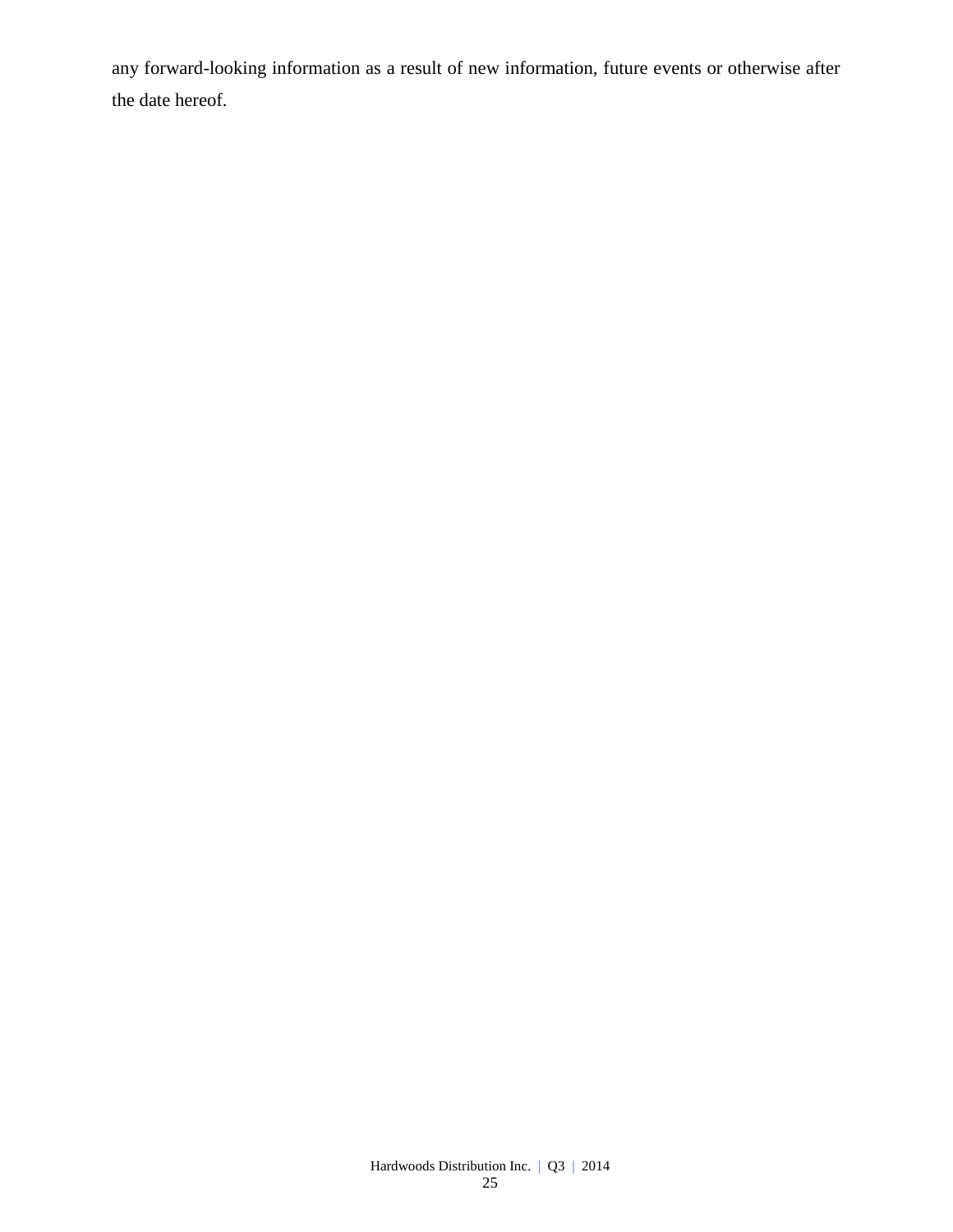any forward-looking information as a result of new information, future events or otherwise after the date hereof.